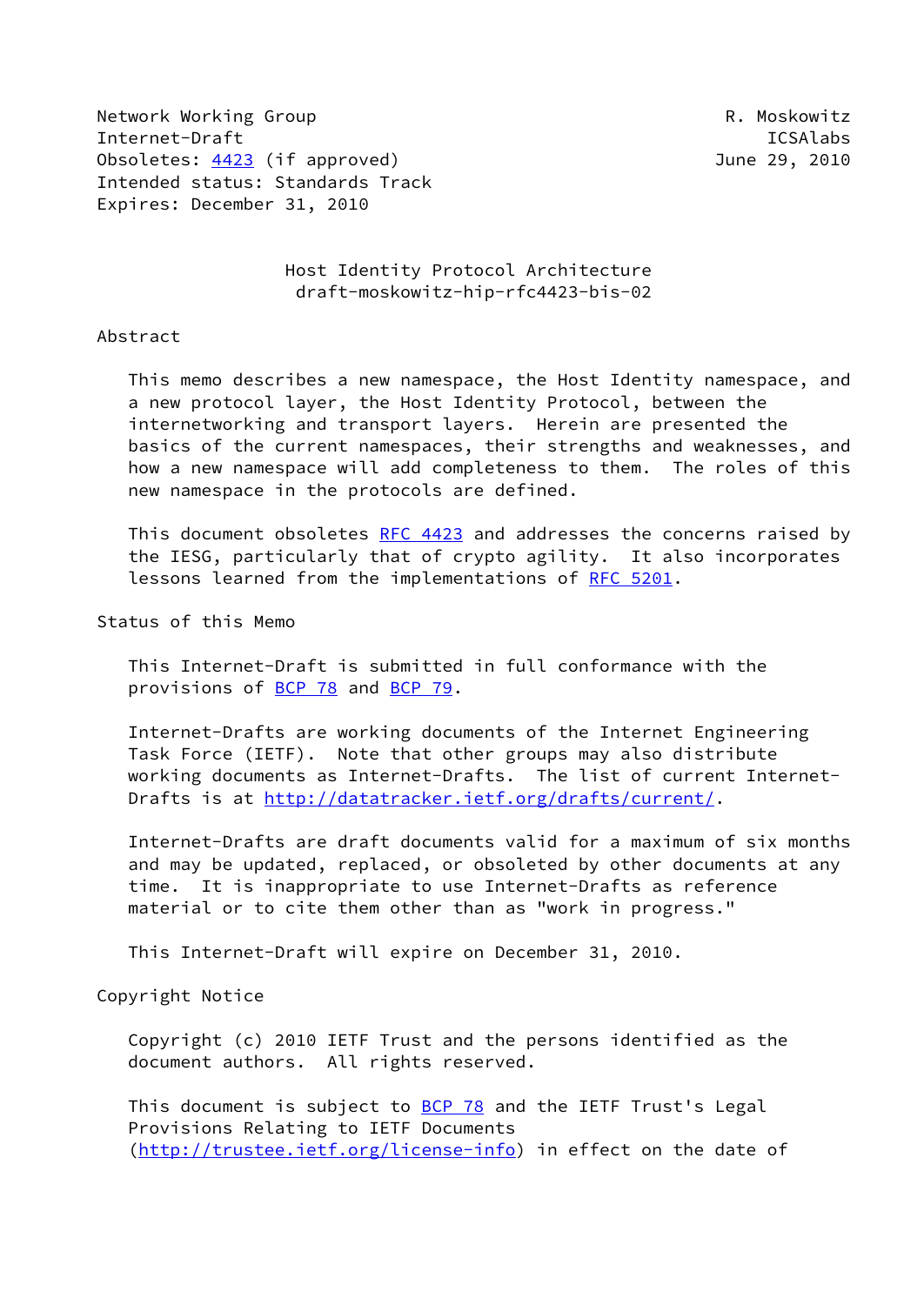Network Working Group R. Moskowitz
Internet-Draft ICSAlabs
Obsoletes: 4423 (if approved) June 29, 2010
Intended status: Standards Track
Expires: December 31, 2010

# Host Identity Protocol Architecture
## draft-moskowitz-hip-rfc4423-bis-02

## Abstract

This memo describes a new namespace, the Host Identity namespace, and a new protocol layer, the Host Identity Protocol, between the internetworking and transport layers. Herein are presented the basics of the current namespaces, their strengths and weaknesses, and how a new namespace will add completeness to them. The roles of this new namespace in the protocols are defined.

This document obsoletes RFC 4423 and addresses the concerns raised by the IESG, particularly that of crypto agility. It also incorporates lessons learned from the implementations of RFC 5201.

## Status of this Memo

This Internet-Draft is submitted in full conformance with the provisions of BCP 78 and BCP 79.

Internet-Drafts are working documents of the Internet Engineering Task Force (IETF). Note that other groups may also distribute working documents as Internet-Drafts. The list of current Internet-Drafts is at http://datatracker.ietf.org/drafts/current/.

Internet-Drafts are draft documents valid for a maximum of six months and may be updated, replaced, or obsoleted by other documents at any time. It is inappropriate to use Internet-Drafts as reference material or to cite them other than as "work in progress."

This Internet-Draft will expire on December 31, 2010.

## Copyright Notice

Copyright (c) 2010 IETF Trust and the persons identified as the document authors. All rights reserved.

This document is subject to BCP 78 and the IETF Trust's Legal Provisions Relating to IETF Documents (http://trustee.ietf.org/license-info) in effect on the date of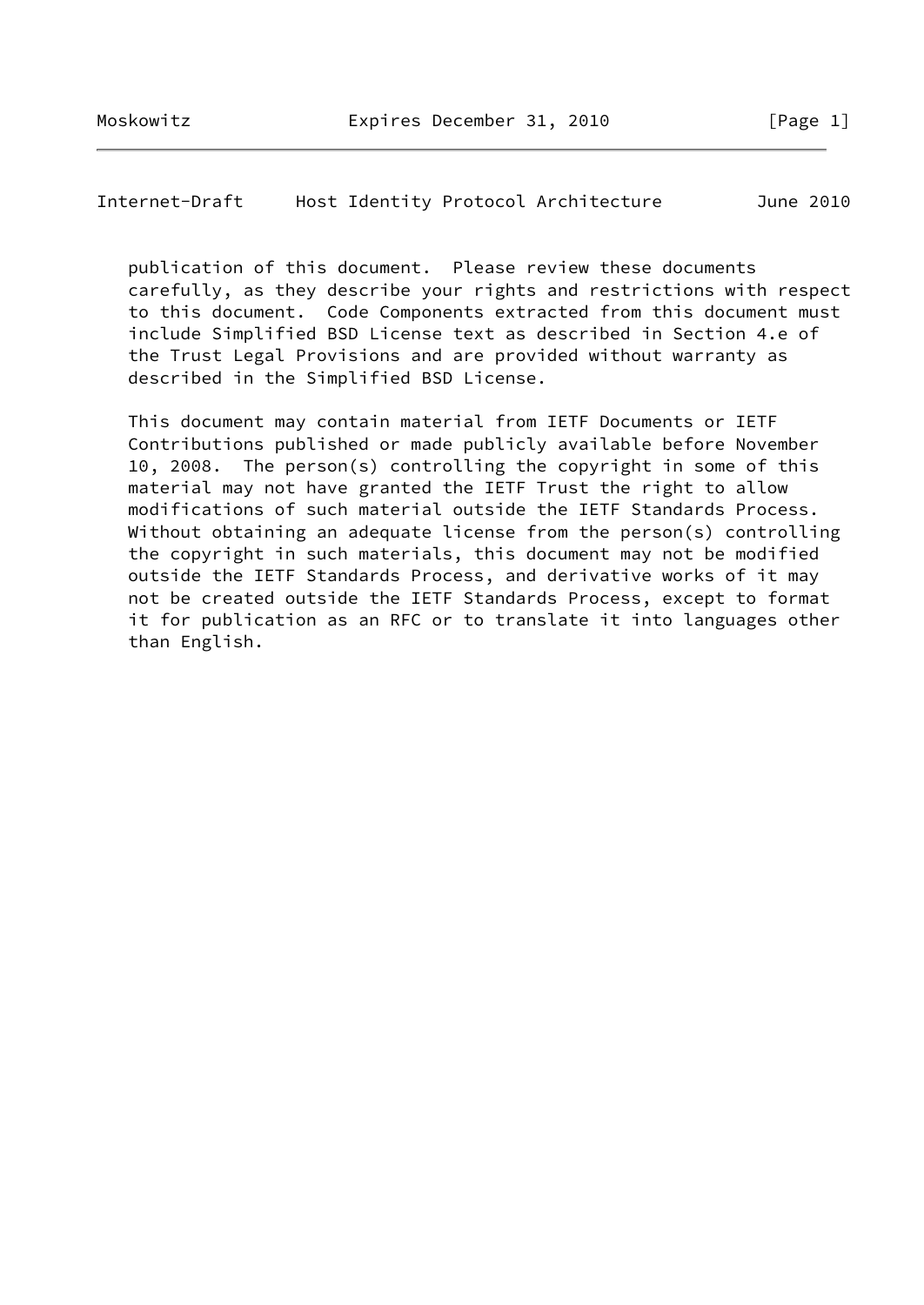publication of this document. Please review these documents carefully, as they describe your rights and restrictions with respect to this document. Code Components extracted from this document must include Simplified BSD License text as described in Section 4.e of the Trust Legal Provisions and are provided without warranty as described in the Simplified BSD License.

This document may contain material from IETF Documents or IETF Contributions published or made publicly available before November 10, 2008. The person(s) controlling the copyright in some of this material may not have granted the IETF Trust the right to allow modifications of such material outside the IETF Standards Process. Without obtaining an adequate license from the person(s) controlling the copyright in such materials, this document may not be modified outside the IETF Standards Process, and derivative works of it may not be created outside the IETF Standards Process, except to format it for publication as an RFC or to translate it into languages other than English.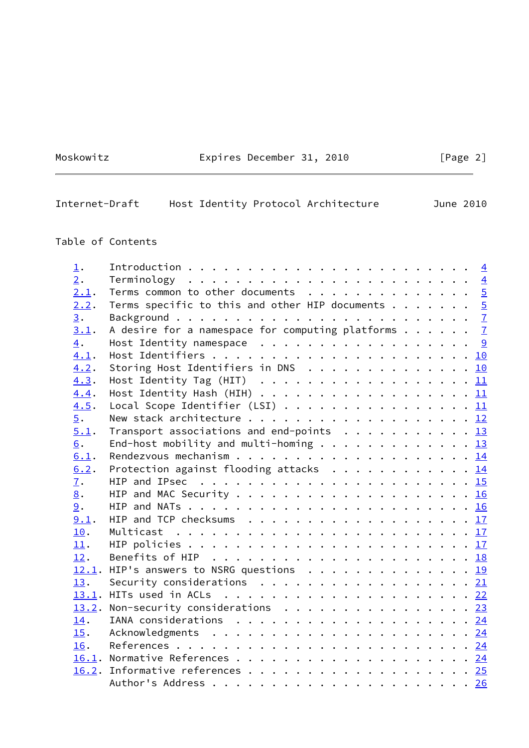## Table of Contents

- 1. Introduction . . . . . . . . . . . . . . . . . . . . . . . . . 4
- 2. Terminology . . . . . . . . . . . . . . . . . . . . . . . . . 4
- 2.1. Terms common to other documents . . . . . . . . . . . . . . 5
- 2.2. Terms specific to this and other HIP documents . . . . . . . 5
- 3. Background . . . . . . . . . . . . . . . . . . . . . . . . . . 7
- 3.1. A desire for a namespace for computing platforms . . . . . . 7
- 4. Host Identity namespace . . . . . . . . . . . . . . . . . . . 9
- 4.1. Host Identifiers . . . . . . . . . . . . . . . . . . . . . . 10
- 4.2. Storing Host Identifiers in DNS . . . . . . . . . . . . . . 10
- 4.3. Host Identity Tag (HIT) . . . . . . . . . . . . . . . . . . 11
- 4.4. Host Identity Hash (HIH) . . . . . . . . . . . . . . . . . . 11
- 4.5. Local Scope Identifier (LSI) . . . . . . . . . . . . . . . . 11
- 5. New stack architecture . . . . . . . . . . . . . . . . . . . 12
- 5.1. Transport associations and end-points . . . . . . . . . . . 13
- 6. End-host mobility and multi-homing . . . . . . . . . . . . . 13
- 6.1. Rendezvous mechanism . . . . . . . . . . . . . . . . . . . . 14
- 6.2. Protection against flooding attacks . . . . . . . . . . . . 14
- 7. HIP and IPsec . . . . . . . . . . . . . . . . . . . . . . . . 15
- 8. HIP and MAC Security . . . . . . . . . . . . . . . . . . . . 16
- 9. HIP and NATs . . . . . . . . . . . . . . . . . . . . . . . . 16
- 9.1. HIP and TCP checksums . . . . . . . . . . . . . . . . . . . 17
- 10. Multicast . . . . . . . . . . . . . . . . . . . . . . . . . . 17
- 11. HIP policies . . . . . . . . . . . . . . . . . . . . . . . . 17
- 12. Benefits of HIP . . . . . . . . . . . . . . . . . . . . . . . 18
- 12.1. HIP's answers to NSRG questions . . . . . . . . . . . . . . 19
- 13. Security considerations . . . . . . . . . . . . . . . . . . . 21
- 13.1. HITs used in ACLs . . . . . . . . . . . . . . . . . . . . . 22
- 13.2. Non-security considerations . . . . . . . . . . . . . . . . 23
- 14. IANA considerations . . . . . . . . . . . . . . . . . . . . . 24
- 15. Acknowledgments . . . . . . . . . . . . . . . . . . . . . . . 24
- 16. References . . . . . . . . . . . . . . . . . . . . . . . . . 24
- 16.1. Normative References . . . . . . . . . . . . . . . . . . . 24
- 16.2. Informative references . . . . . . . . . . . . . . . . . . 25
- Author's Address . . . . . . . . . . . . . . . . . . . . . . . . 26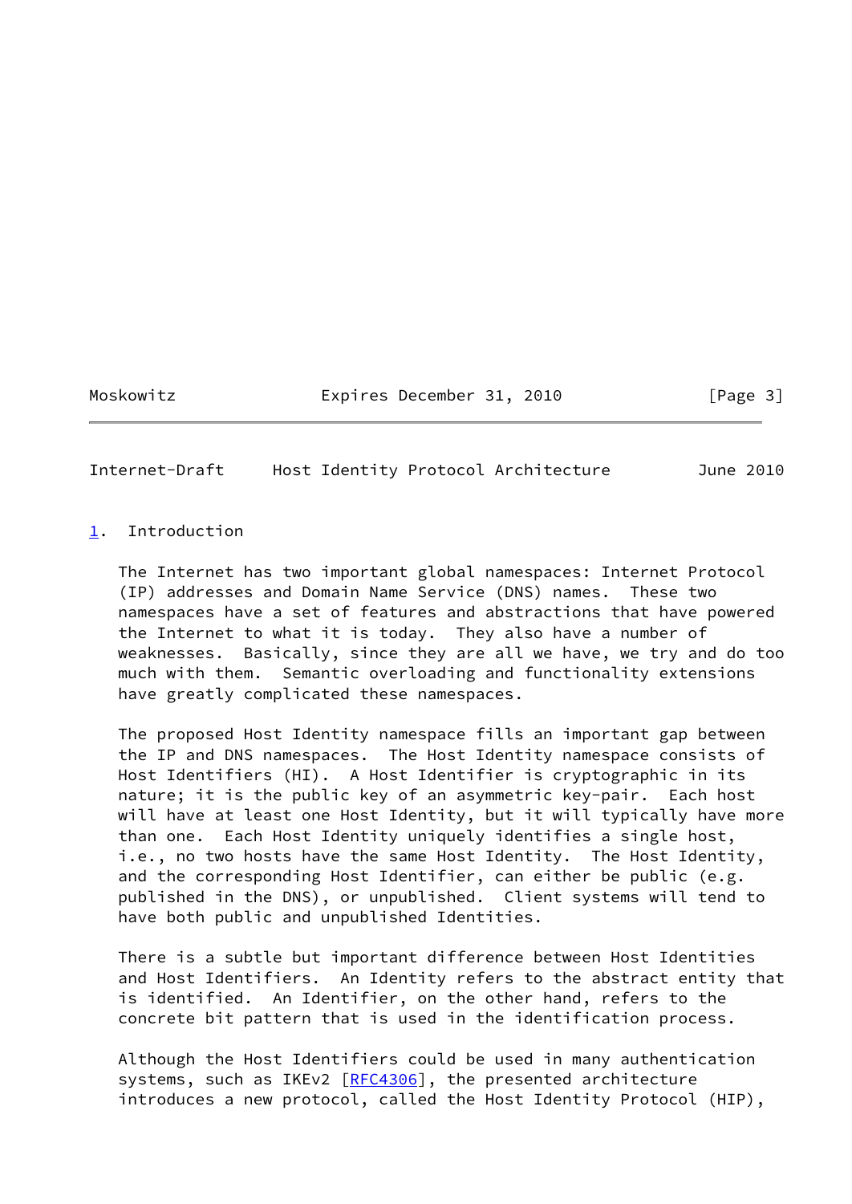## 1. Introduction

The Internet has two important global namespaces: Internet Protocol (IP) addresses and Domain Name Service (DNS) names. These two namespaces have a set of features and abstractions that have powered the Internet to what it is today. They also have a number of weaknesses. Basically, since they are all we have, we try and do too much with them. Semantic overloading and functionality extensions have greatly complicated these namespaces.

The proposed Host Identity namespace fills an important gap between the IP and DNS namespaces. The Host Identity namespace consists of Host Identifiers (HI). A Host Identifier is cryptographic in its nature; it is the public key of an asymmetric key-pair. Each host will have at least one Host Identity, but it will typically have more than one. Each Host Identity uniquely identifies a single host, i.e., no two hosts have the same Host Identity. The Host Identity, and the corresponding Host Identifier, can either be public (e.g. published in the DNS), or unpublished. Client systems will tend to have both public and unpublished Identities.

There is a subtle but important difference between Host Identities and Host Identifiers. An Identity refers to the abstract entity that is identified. An Identifier, on the other hand, refers to the concrete bit pattern that is used in the identification process.

Although the Host Identifiers could be used in many authentication systems, such as IKEv2 [RFC4306], the presented architecture introduces a new protocol, called the Host Identity Protocol (HIP),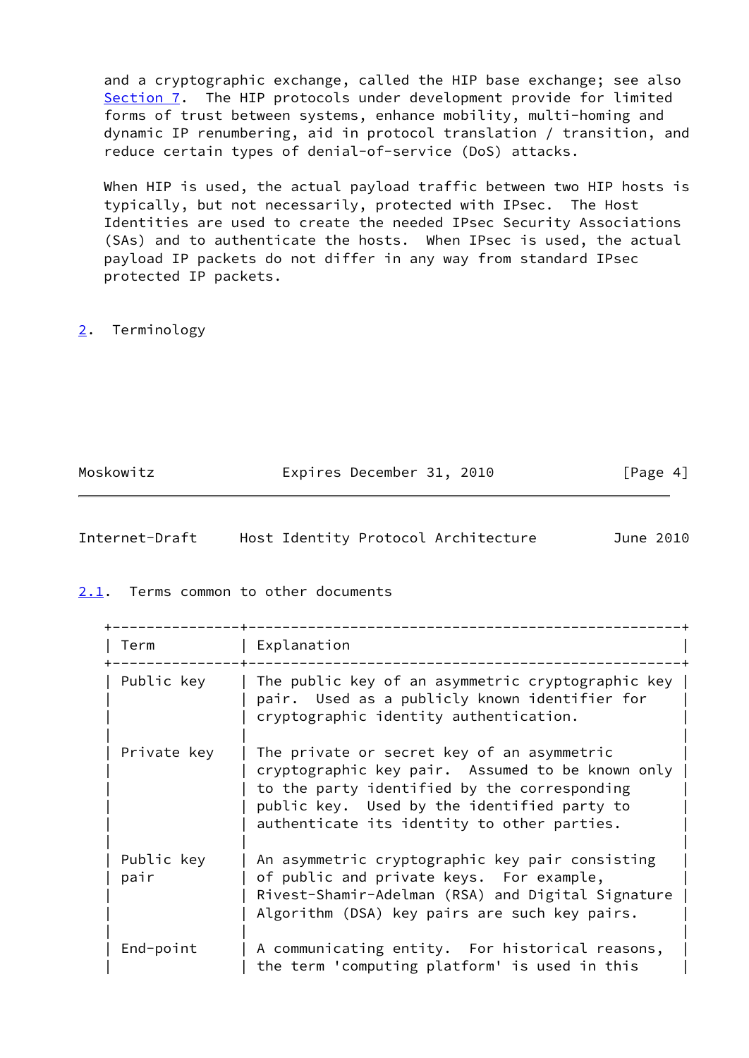and a cryptographic exchange, called the HIP base exchange; see also Section 7. The HIP protocols under development provide for limited forms of trust between systems, enhance mobility, multi-homing and dynamic IP renumbering, aid in protocol translation / transition, and reduce certain types of denial-of-service (DoS) attacks.

When HIP is used, the actual payload traffic between two HIP hosts is typically, but not necessarily, protected with IPsec. The Host Identities are used to create the needed IPsec Security Associations (SAs) and to authenticate the hosts. When IPsec is used, the actual payload IP packets do not differ in any way from standard IPsec protected IP packets.

## 2. Terminology

### 2.1. Terms common to other documents

| Term | Explanation |
|---|---|
| Public key | The public key of an asymmetric cryptographic key pair. Used as a publicly known identifier for cryptographic identity authentication. |
| Private key | The private or secret key of an asymmetric cryptographic key pair. Assumed to be known only to the party identified by the corresponding public key. Used by the identified party to authenticate its identity to other parties. |
| Public key pair | An asymmetric cryptographic key pair consisting of public and private keys. For example, Rivest-Shamir-Adelman (RSA) and Digital Signature Algorithm (DSA) key pairs are such key pairs. |
| End-point | A communicating entity. For historical reasons, the term 'computing platform' is used in this |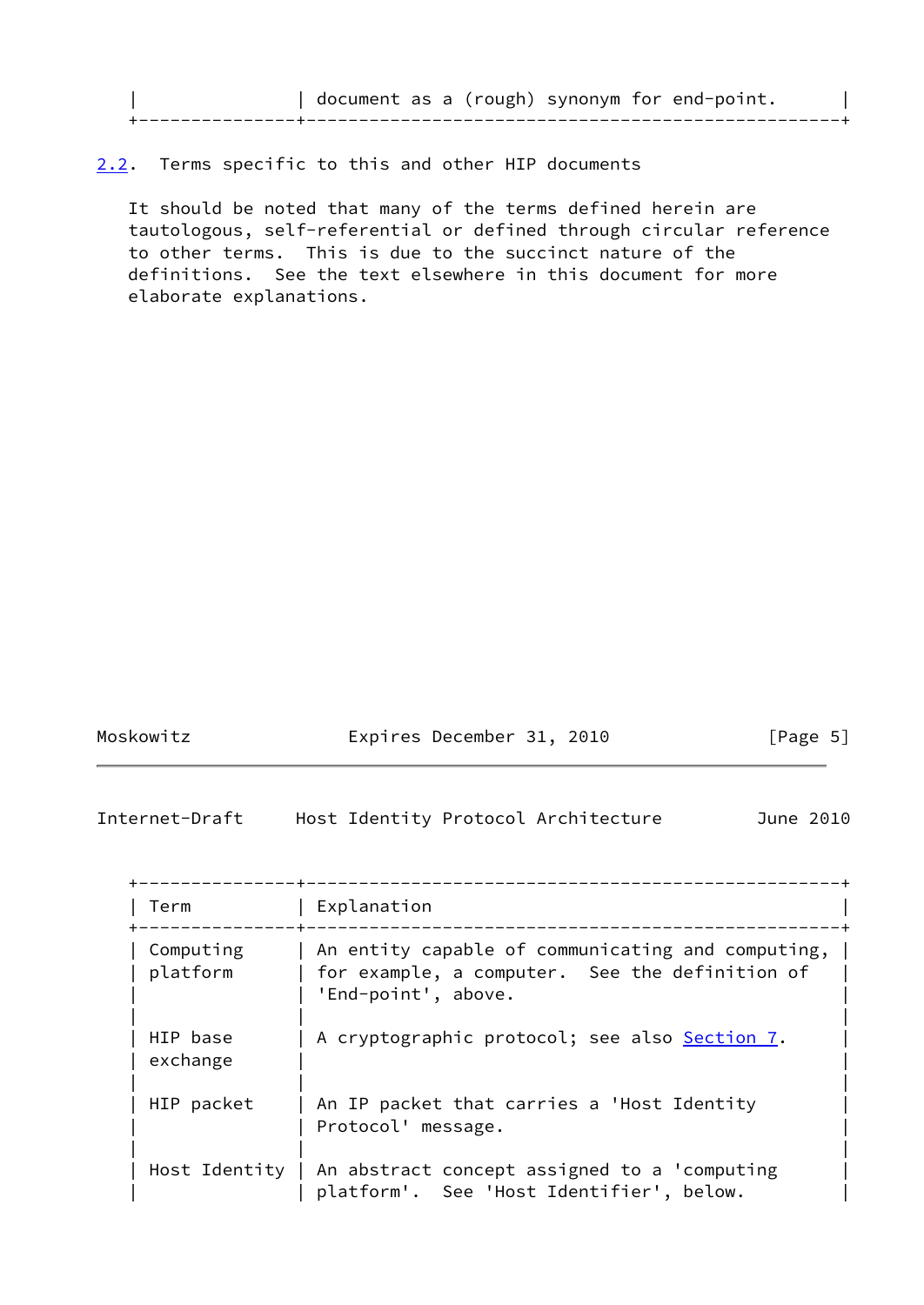| | document as a (rough) synonym for end-point. |
|---|---|

### 2.2. Terms specific to this and other HIP documents

It should be noted that many of the terms defined herein are tautologous, self-referential or defined through circular reference to other terms. This is due to the succinct nature of the definitions. See the text elsewhere in this document for more elaborate explanations.

| Term | Explanation |
|---|---|
| Computing platform | An entity capable of communicating and computing, for example, a computer. See the definition of 'End-point', above. |
| HIP base exchange | A cryptographic protocol; see also Section 7. |
| HIP packet | An IP packet that carries a 'Host Identity Protocol' message. |
| Host Identity | An abstract concept assigned to a 'computing platform'. See 'Host Identifier', below. |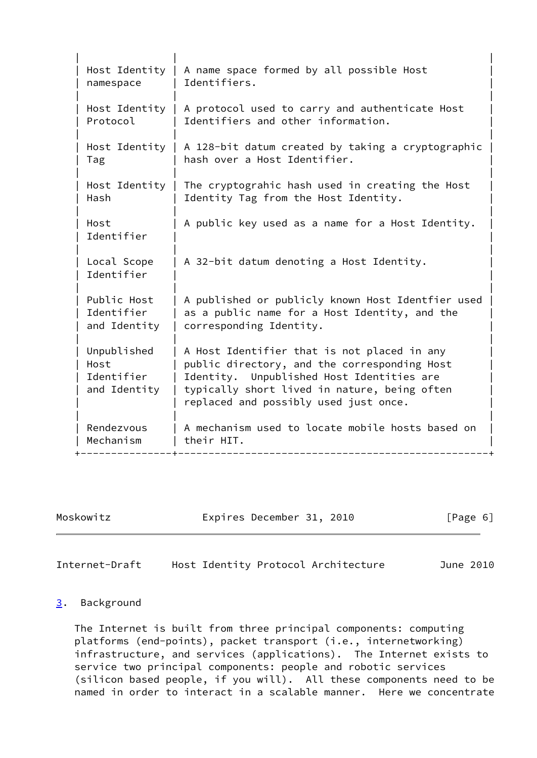| Term | Explanation |
| --- | --- |
| Host Identity namespace | A name space formed by all possible Host Identifiers. |
| Host Identity Protocol | A protocol used to carry and authenticate Host Identifiers and other information. |
| Host Identity Tag | A 128-bit datum created by taking a cryptographic hash over a Host Identifier. |
| Host Identity Hash | The cryptograhic hash used in creating the Host Identity Tag from the Host Identity. |
| Host Identifier | A public key used as a name for a Host Identity. |
| Local Scope Identifier | A 32-bit datum denoting a Host Identity. |
| Public Host Identifier and Identity | A published or publicly known Host Identfier used as a public name for a Host Identity, and the corresponding Identity. |
| Unpublished Host Identifier and Identity | A Host Identifier that is not placed in any public directory, and the corresponding Host Identity. Unpublished Host Identities are typically short lived in nature, being often replaced and possibly used just once. |
| Rendezvous Mechanism | A mechanism used to locate mobile hosts based on their HIT. |

## 3. Background

The Internet is built from three principal components: computing platforms (end-points), packet transport (i.e., internetworking) infrastructure, and services (applications). The Internet exists to service two principal components: people and robotic services (silicon based people, if you will). All these components need to be named in order to interact in a scalable manner. Here we concentrate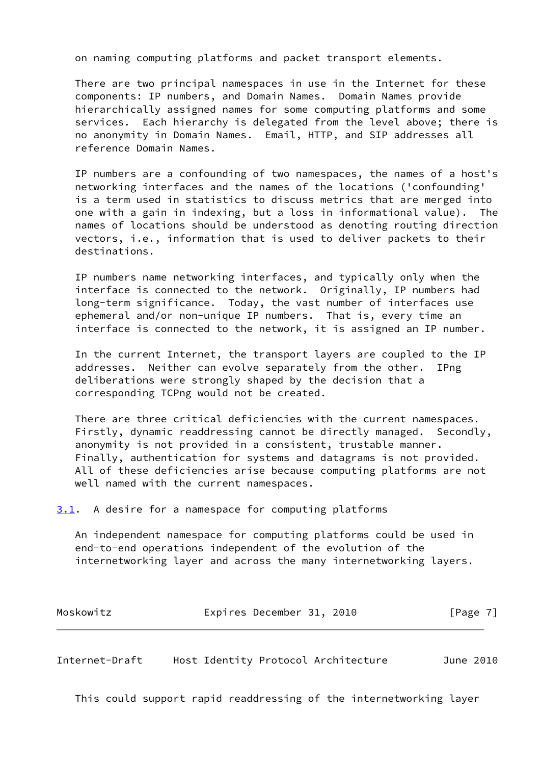on naming computing platforms and packet transport elements.

There are two principal namespaces in use in the Internet for these components: IP numbers, and Domain Names. Domain Names provide hierarchically assigned names for some computing platforms and some services. Each hierarchy is delegated from the level above; there is no anonymity in Domain Names. Email, HTTP, and SIP addresses all reference Domain Names.

IP numbers are a confounding of two namespaces, the names of a host's networking interfaces and the names of the locations ('confounding' is a term used in statistics to discuss metrics that are merged into one with a gain in indexing, but a loss in informational value). The names of locations should be understood as denoting routing direction vectors, i.e., information that is used to deliver packets to their destinations.

IP numbers name networking interfaces, and typically only when the interface is connected to the network. Originally, IP numbers had long-term significance. Today, the vast number of interfaces use ephemeral and/or non-unique IP numbers. That is, every time an interface is connected to the network, it is assigned an IP number.

In the current Internet, the transport layers are coupled to the IP addresses. Neither can evolve separately from the other. IPng deliberations were strongly shaped by the decision that a corresponding TCPng would not be created.

There are three critical deficiencies with the current namespaces. Firstly, dynamic readdressing cannot be directly managed. Secondly, anonymity is not provided in a consistent, trustable manner. Finally, authentication for systems and datagrams is not provided. All of these deficiencies arise because computing platforms are not well named with the current namespaces.

## 3.1. A desire for a namespace for computing platforms

An independent namespace for computing platforms could be used in end-to-end operations independent of the evolution of the internetworking layer and across the many internetworking layers.

This could support rapid readdressing of the internetworking layer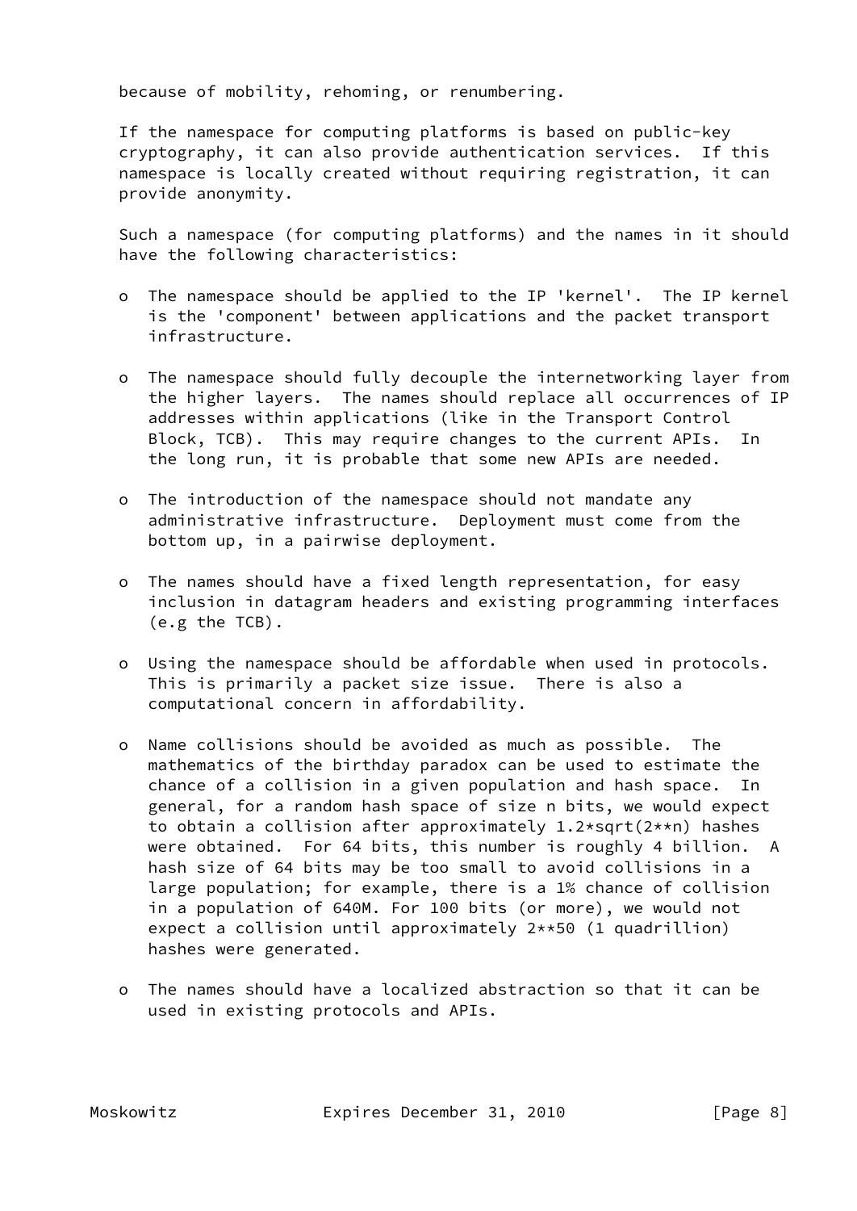because of mobility, rehoming, or renumbering.

If the namespace for computing platforms is based on public-key cryptography, it can also provide authentication services. If this namespace is locally created without requiring registration, it can provide anonymity.

Such a namespace (for computing platforms) and the names in it should have the following characteristics:

- The namespace should be applied to the IP 'kernel'. The IP kernel is the 'component' between applications and the packet transport infrastructure.

- The namespace should fully decouple the internetworking layer from the higher layers. The names should replace all occurrences of IP addresses within applications (like in the Transport Control Block, TCB). This may require changes to the current APIs. In the long run, it is probable that some new APIs are needed.

- The introduction of the namespace should not mandate any administrative infrastructure. Deployment must come from the bottom up, in a pairwise deployment.

- The names should have a fixed length representation, for easy inclusion in datagram headers and existing programming interfaces (e.g the TCB).

- Using the namespace should be affordable when used in protocols. This is primarily a packet size issue. There is also a computational concern in affordability.

- Name collisions should be avoided as much as possible. The mathematics of the birthday paradox can be used to estimate the chance of a collision in a given population and hash space. In general, for a random hash space of size n bits, we would expect to obtain a collision after approximately 1.2*sqrt(2**n) hashes were obtained. For 64 bits, this number is roughly 4 billion. A hash size of 64 bits may be too small to avoid collisions in a large population; for example, there is a 1% chance of collision in a population of 640M. For 100 bits (or more), we would not expect a collision until approximately 2**50 (1 quadrillion) hashes were generated.

- The names should have a localized abstraction so that it can be used in existing protocols and APIs.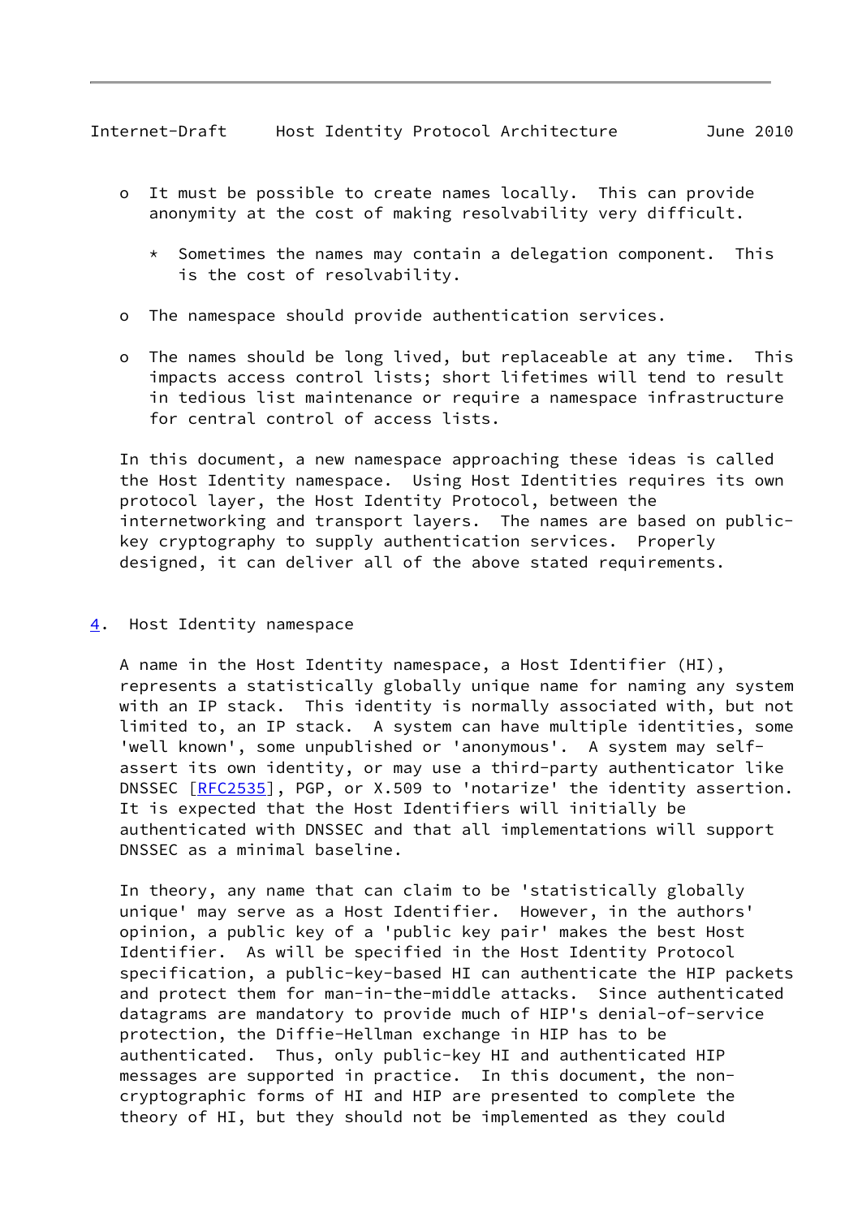- It must be possible to create names locally. This can provide anonymity at the cost of making resolvability very difficult.

  * Sometimes the names may contain a delegation component. This is the cost of resolvability.

- The namespace should provide authentication services.

- The names should be long lived, but replaceable at any time. This impacts access control lists; short lifetimes will tend to result in tedious list maintenance or require a namespace infrastructure for central control of access lists.

In this document, a new namespace approaching these ideas is called the Host Identity namespace. Using Host Identities requires its own protocol layer, the Host Identity Protocol, between the internetworking and transport layers. The names are based on public-key cryptography to supply authentication services. Properly designed, it can deliver all of the above stated requirements.

## 4. Host Identity namespace

A name in the Host Identity namespace, a Host Identifier (HI), represents a statistically globally unique name for naming any system with an IP stack. This identity is normally associated with, but not limited to, an IP stack. A system can have multiple identities, some 'well known', some unpublished or 'anonymous'. A system may self-assert its own identity, or may use a third-party authenticator like DNSSEC [RFC2535], PGP, or X.509 to 'notarize' the identity assertion. It is expected that the Host Identifiers will initially be authenticated with DNSSEC and that all implementations will support DNSSEC as a minimal baseline.

In theory, any name that can claim to be 'statistically globally unique' may serve as a Host Identifier. However, in the authors' opinion, a public key of a 'public key pair' makes the best Host Identifier. As will be specified in the Host Identity Protocol specification, a public-key-based HI can authenticate the HIP packets and protect them for man-in-the-middle attacks. Since authenticated datagrams are mandatory to provide much of HIP's denial-of-service protection, the Diffie-Hellman exchange in HIP has to be authenticated. Thus, only public-key HI and authenticated HIP messages are supported in practice. In this document, the non-cryptographic forms of HI and HIP are presented to complete the theory of HI, but they should not be implemented as they could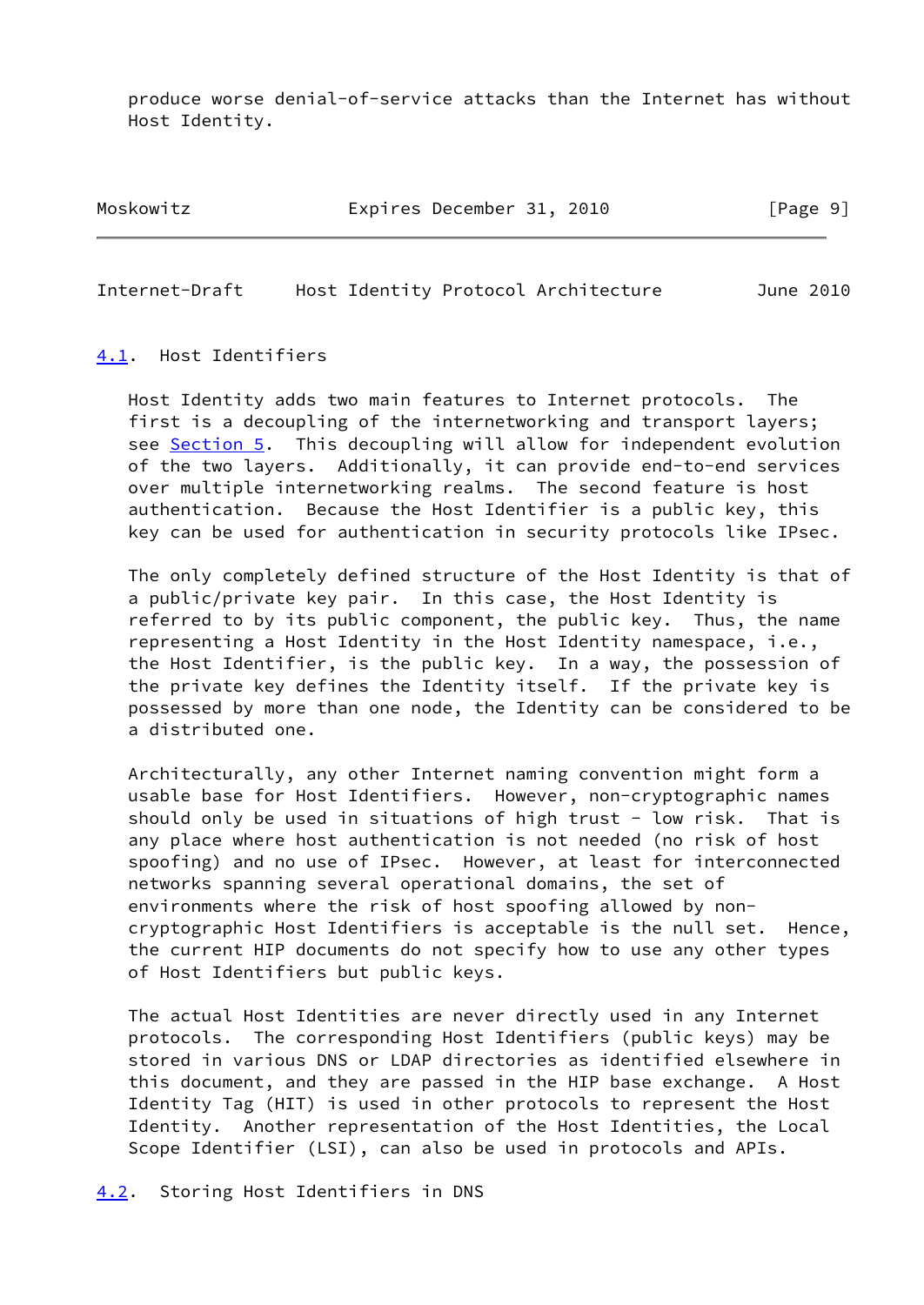produce worse denial-of-service attacks than the Internet has without Host Identity.

## 4.1. Host Identifiers

Host Identity adds two main features to Internet protocols. The first is a decoupling of the internetworking and transport layers; see Section 5. This decoupling will allow for independent evolution of the two layers. Additionally, it can provide end-to-end services over multiple internetworking realms. The second feature is host authentication. Because the Host Identifier is a public key, this key can be used for authentication in security protocols like IPsec.

The only completely defined structure of the Host Identity is that of a public/private key pair. In this case, the Host Identity is referred to by its public component, the public key. Thus, the name representing a Host Identity in the Host Identity namespace, i.e., the Host Identifier, is the public key. In a way, the possession of the private key defines the Identity itself. If the private key is possessed by more than one node, the Identity can be considered to be a distributed one.

Architecturally, any other Internet naming convention might form a usable base for Host Identifiers. However, non-cryptographic names should only be used in situations of high trust - low risk. That is any place where host authentication is not needed (no risk of host spoofing) and no use of IPsec. However, at least for interconnected networks spanning several operational domains, the set of environments where the risk of host spoofing allowed by non-cryptographic Host Identifiers is acceptable is the null set. Hence, the current HIP documents do not specify how to use any other types of Host Identifiers but public keys.

The actual Host Identities are never directly used in any Internet protocols. The corresponding Host Identifiers (public keys) may be stored in various DNS or LDAP directories as identified elsewhere in this document, and they are passed in the HIP base exchange. A Host Identity Tag (HIT) is used in other protocols to represent the Host Identity. Another representation of the Host Identities, the Local Scope Identifier (LSI), can also be used in protocols and APIs.

## 4.2. Storing Host Identifiers in DNS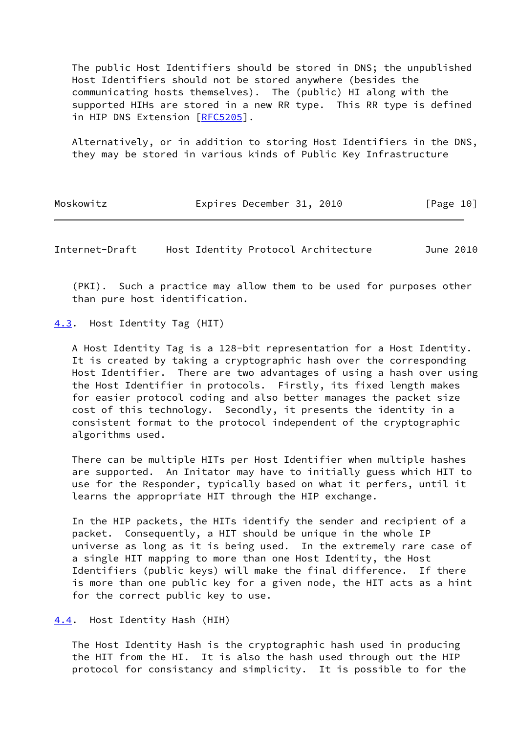The public Host Identifiers should be stored in DNS; the unpublished Host Identifiers should not be stored anywhere (besides the communicating hosts themselves). The (public) HI along with the supported HIHs are stored in a new RR type. This RR type is defined in HIP DNS Extension [RFC5205].

Alternatively, or in addition to storing Host Identifiers in the DNS, they may be stored in various kinds of Public Key Infrastructure (PKI). Such a practice may allow them to be used for purposes other than pure host identification.

## 4.3. Host Identity Tag (HIT)

A Host Identity Tag is a 128-bit representation for a Host Identity. It is created by taking a cryptographic hash over the corresponding Host Identifier. There are two advantages of using a hash over using the Host Identifier in protocols. Firstly, its fixed length makes for easier protocol coding and also better manages the packet size cost of this technology. Secondly, it presents the identity in a consistent format to the protocol independent of the cryptographic algorithms used.

There can be multiple HITs per Host Identifier when multiple hashes are supported. An Initator may have to initially guess which HIT to use for the Responder, typically based on what it perfers, until it learns the appropriate HIT through the HIP exchange.

In the HIP packets, the HITs identify the sender and recipient of a packet. Consequently, a HIT should be unique in the whole IP universe as long as it is being used. In the extremely rare case of a single HIT mapping to more than one Host Identity, the Host Identifiers (public keys) will make the final difference. If there is more than one public key for a given node, the HIT acts as a hint for the correct public key to use.

## 4.4. Host Identity Hash (HIH)

The Host Identity Hash is the cryptographic hash used in producing the HIT from the HI. It is also the hash used through out the HIP protocol for consistancy and simplicity. It is possible to for the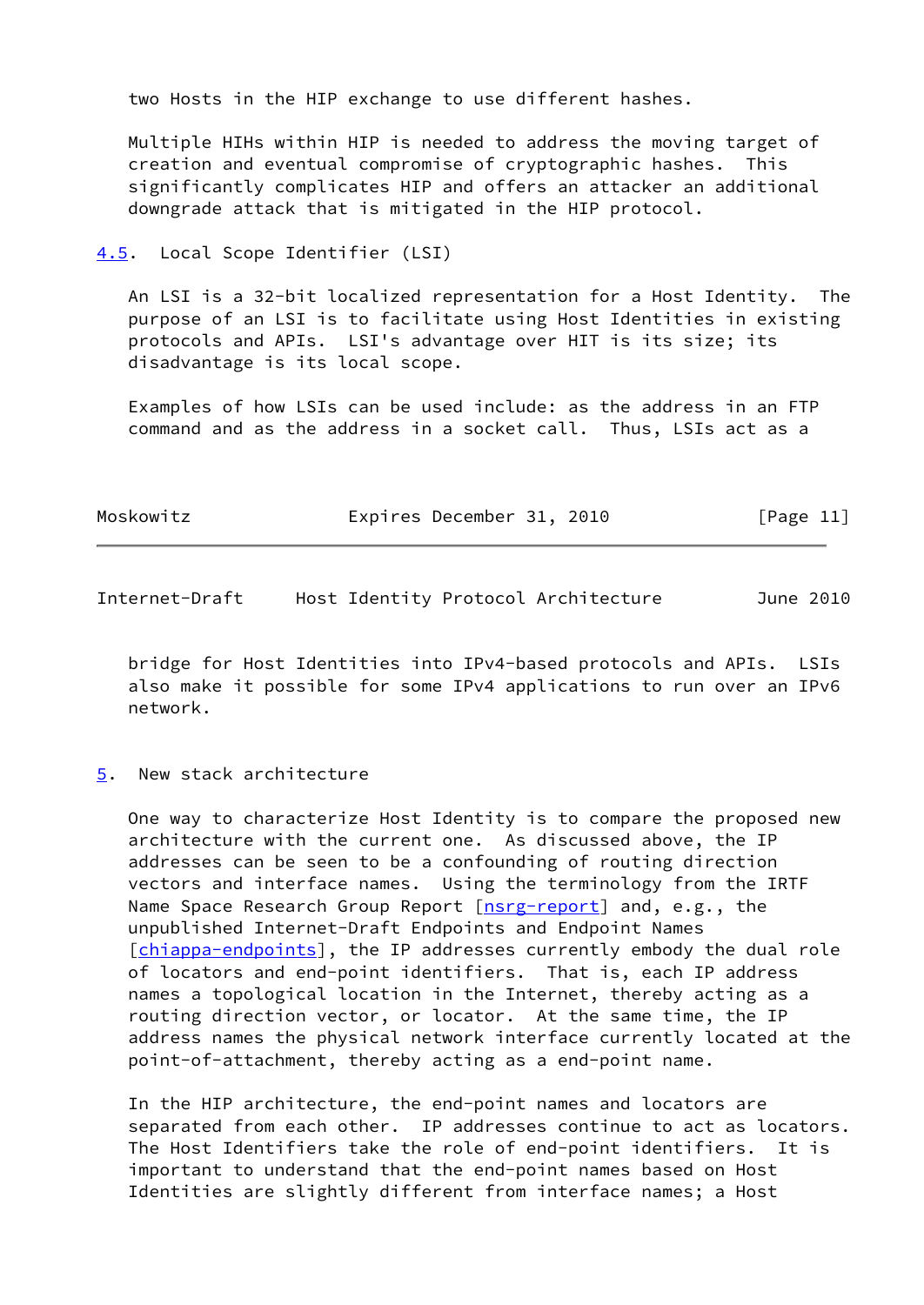two Hosts in the HIP exchange to use different hashes.

Multiple HIHs within HIP is needed to address the moving target of creation and eventual compromise of cryptographic hashes. This significantly complicates HIP and offers an attacker an additional downgrade attack that is mitigated in the HIP protocol.

### 4.5. Local Scope Identifier (LSI)

An LSI is a 32-bit localized representation for a Host Identity. The purpose of an LSI is to facilitate using Host Identities in existing protocols and APIs. LSI's advantage over HIT is its size; its disadvantage is its local scope.

Examples of how LSIs can be used include: as the address in an FTP command and as the address in a socket call. Thus, LSIs act as a bridge for Host Identities into IPv4-based protocols and APIs. LSIs also make it possible for some IPv4 applications to run over an IPv6 network.

## 5. New stack architecture

One way to characterize Host Identity is to compare the proposed new architecture with the current one. As discussed above, the IP addresses can be seen to be a confounding of routing direction vectors and interface names. Using the terminology from the IRTF Name Space Research Group Report [nsrg-report] and, e.g., the unpublished Internet-Draft Endpoints and Endpoint Names [chiappa-endpoints], the IP addresses currently embody the dual role of locators and end-point identifiers. That is, each IP address names a topological location in the Internet, thereby acting as a routing direction vector, or locator. At the same time, the IP address names the physical network interface currently located at the point-of-attachment, thereby acting as a end-point name.

In the HIP architecture, the end-point names and locators are separated from each other. IP addresses continue to act as locators. The Host Identifiers take the role of end-point identifiers. It is important to understand that the end-point names based on Host Identities are slightly different from interface names; a Host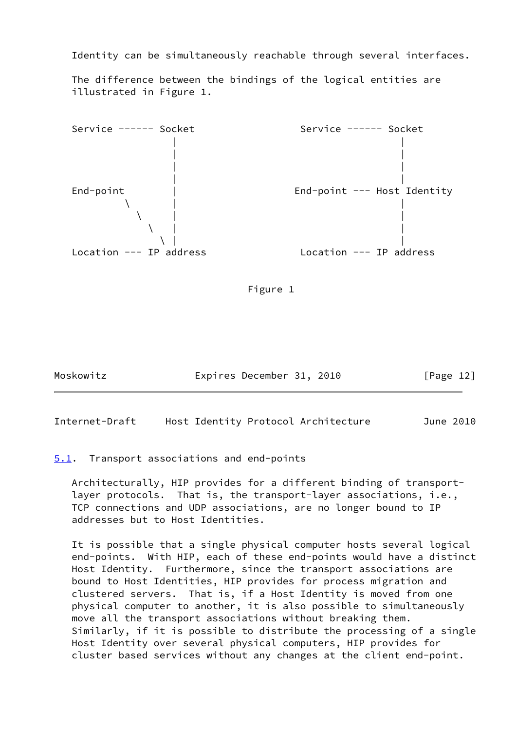Identity can be simultaneously reachable through several interfaces.

The difference between the bindings of the logical entities are illustrated in Figure 1.

```
Service ------ Socket                 Service ------ Socket
                 |                                     |
                 |                                     |
                 |                                     |
                 |                                     |
End-point        |                   End-point --- Host Identity
         \       |                                     |
           \     |                                     |
             \   |                                     |
               \ |                                     |
Location --- IP address               Location --- IP address
```

Figure 1

## 5.1. Transport associations and end-points

Architecturally, HIP provides for a different binding of transport-layer protocols. That is, the transport-layer associations, i.e., TCP connections and UDP associations, are no longer bound to IP addresses but to Host Identities.

It is possible that a single physical computer hosts several logical end-points. With HIP, each of these end-points would have a distinct Host Identity. Furthermore, since the transport associations are bound to Host Identities, HIP provides for process migration and clustered servers. That is, if a Host Identity is moved from one physical computer to another, it is also possible to simultaneously move all the transport associations without breaking them. Similarly, if it is possible to distribute the processing of a single Host Identity over several physical computers, HIP provides for cluster based services without any changes at the client end-point.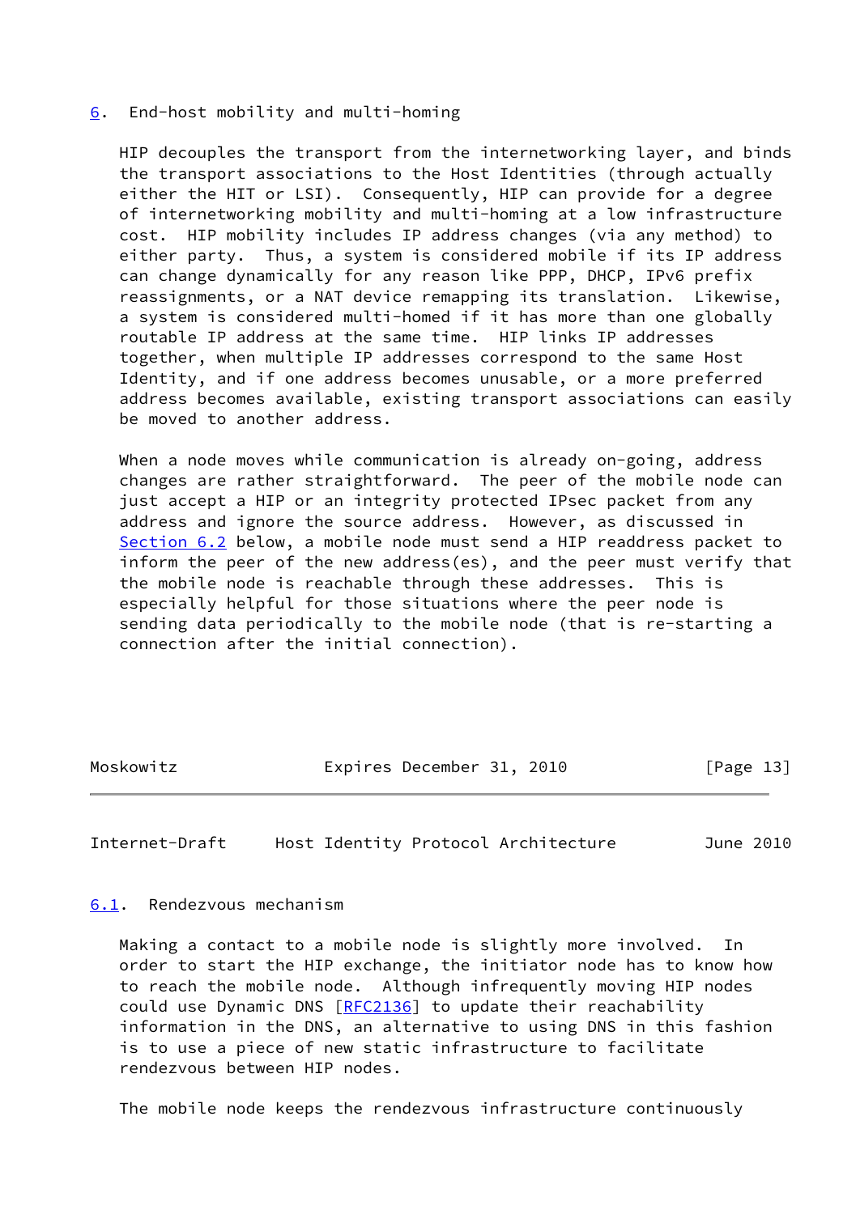## 6. End-host mobility and multi-homing

HIP decouples the transport from the internetworking layer, and binds the transport associations to the Host Identities (through actually either the HIT or LSI). Consequently, HIP can provide for a degree of internetworking mobility and multi-homing at a low infrastructure cost. HIP mobility includes IP address changes (via any method) to either party. Thus, a system is considered mobile if its IP address can change dynamically for any reason like PPP, DHCP, IPv6 prefix reassignments, or a NAT device remapping its translation. Likewise, a system is considered multi-homed if it has more than one globally routable IP address at the same time. HIP links IP addresses together, when multiple IP addresses correspond to the same Host Identity, and if one address becomes unusable, or a more preferred address becomes available, existing transport associations can easily be moved to another address.

When a node moves while communication is already on-going, address changes are rather straightforward. The peer of the mobile node can just accept a HIP or an integrity protected IPsec packet from any address and ignore the source address. However, as discussed in Section 6.2 below, a mobile node must send a HIP readdress packet to inform the peer of the new address(es), and the peer must verify that the mobile node is reachable through these addresses. This is especially helpful for those situations where the peer node is sending data periodically to the mobile node (that is re-starting a connection after the initial connection).

### 6.1. Rendezvous mechanism

Making a contact to a mobile node is slightly more involved. In order to start the HIP exchange, the initiator node has to know how to reach the mobile node. Although infrequently moving HIP nodes could use Dynamic DNS [RFC2136] to update their reachability information in the DNS, an alternative to using DNS in this fashion is to use a piece of new static infrastructure to facilitate rendezvous between HIP nodes.

The mobile node keeps the rendezvous infrastructure continuously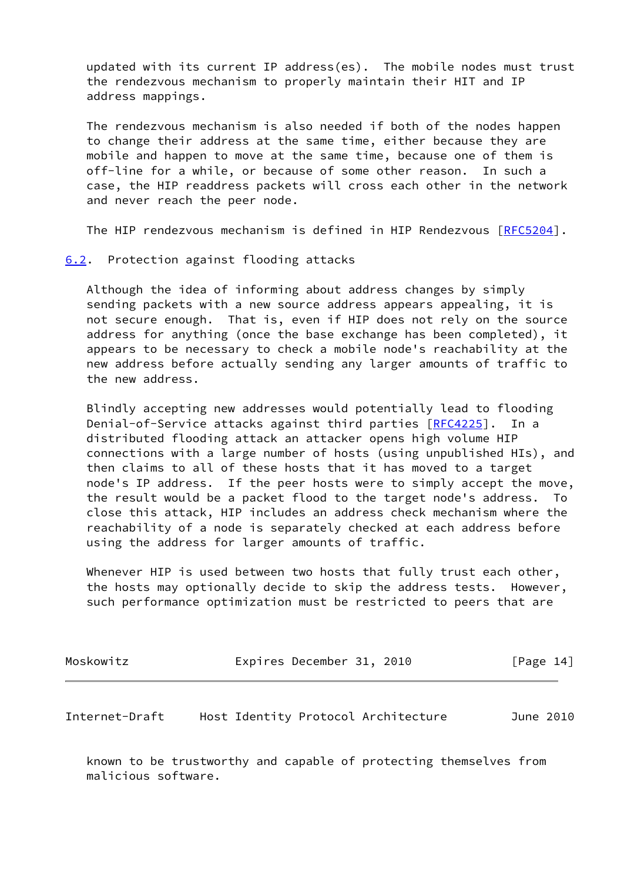updated with its current IP address(es). The mobile nodes must trust the rendezvous mechanism to properly maintain their HIT and IP address mappings.

The rendezvous mechanism is also needed if both of the nodes happen to change their address at the same time, either because they are mobile and happen to move at the same time, because one of them is off-line for a while, or because of some other reason. In such a case, the HIP readdress packets will cross each other in the network and never reach the peer node.

The HIP rendezvous mechanism is defined in HIP Rendezvous [RFC5204].

### 6.2. Protection against flooding attacks

Although the idea of informing about address changes by simply sending packets with a new source address appears appealing, it is not secure enough. That is, even if HIP does not rely on the source address for anything (once the base exchange has been completed), it appears to be necessary to check a mobile node's reachability at the new address before actually sending any larger amounts of traffic to the new address.

Blindly accepting new addresses would potentially lead to flooding Denial-of-Service attacks against third parties [RFC4225]. In a distributed flooding attack an attacker opens high volume HIP connections with a large number of hosts (using unpublished HIs), and then claims to all of these hosts that it has moved to a target node's IP address. If the peer hosts were to simply accept the move, the result would be a packet flood to the target node's address. To close this attack, HIP includes an address check mechanism where the reachability of a node is separately checked at each address before using the address for larger amounts of traffic.

Whenever HIP is used between two hosts that fully trust each other, the hosts may optionally decide to skip the address tests. However, such performance optimization must be restricted to peers that are known to be trustworthy and capable of protecting themselves from malicious software.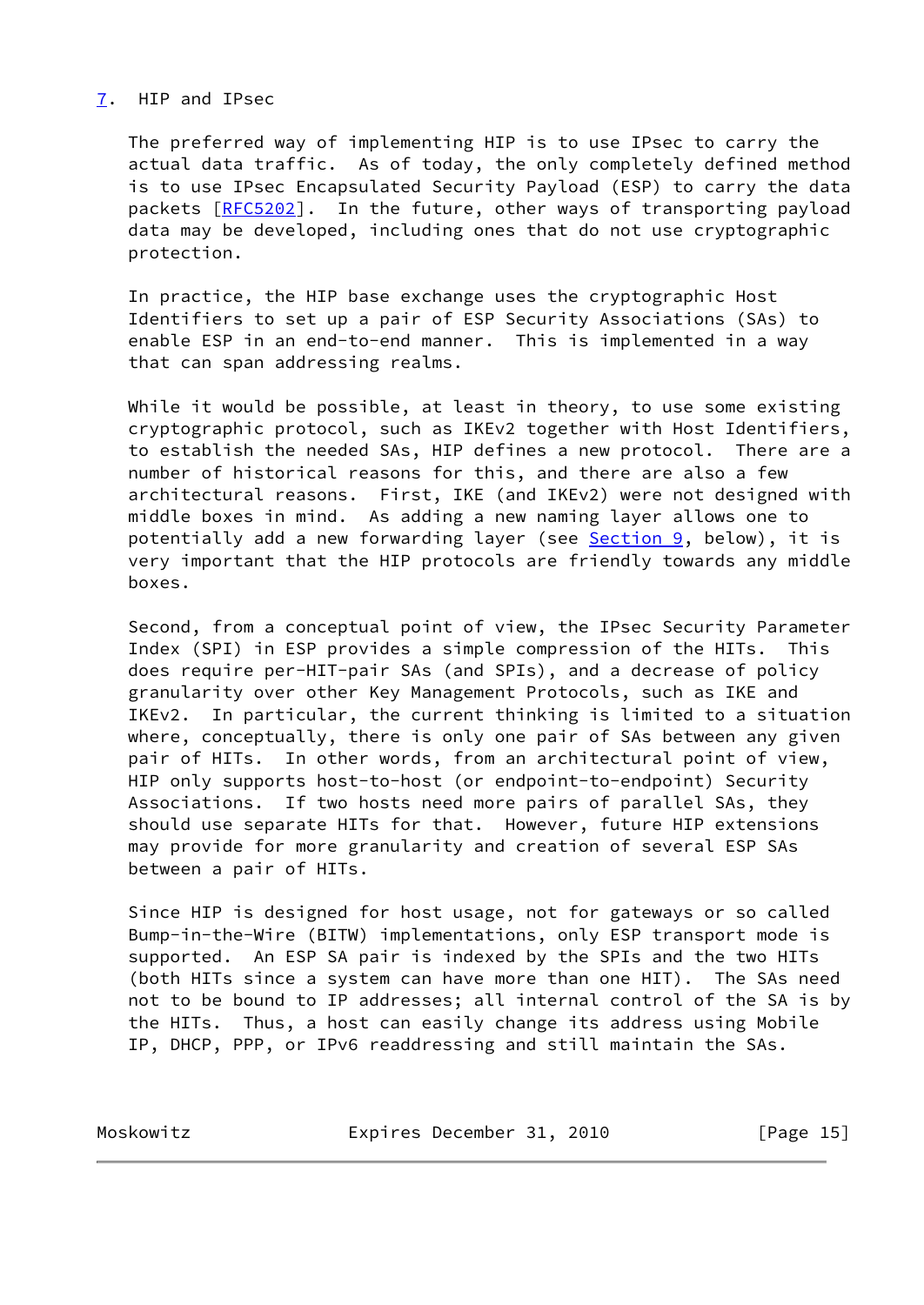## 7. HIP and IPsec

The preferred way of implementing HIP is to use IPsec to carry the actual data traffic. As of today, the only completely defined method is to use IPsec Encapsulated Security Payload (ESP) to carry the data packets [RFC5202]. In the future, other ways of transporting payload data may be developed, including ones that do not use cryptographic protection.

In practice, the HIP base exchange uses the cryptographic Host Identifiers to set up a pair of ESP Security Associations (SAs) to enable ESP in an end-to-end manner. This is implemented in a way that can span addressing realms.

While it would be possible, at least in theory, to use some existing cryptographic protocol, such as IKEv2 together with Host Identifiers, to establish the needed SAs, HIP defines a new protocol. There are a number of historical reasons for this, and there are also a few architectural reasons. First, IKE (and IKEv2) were not designed with middle boxes in mind. As adding a new naming layer allows one to potentially add a new forwarding layer (see Section 9, below), it is very important that the HIP protocols are friendly towards any middle boxes.

Second, from a conceptual point of view, the IPsec Security Parameter Index (SPI) in ESP provides a simple compression of the HITs. This does require per-HIT-pair SAs (and SPIs), and a decrease of policy granularity over other Key Management Protocols, such as IKE and IKEv2. In particular, the current thinking is limited to a situation where, conceptually, there is only one pair of SAs between any given pair of HITs. In other words, from an architectural point of view, HIP only supports host-to-host (or endpoint-to-endpoint) Security Associations. If two hosts need more pairs of parallel SAs, they should use separate HITs for that. However, future HIP extensions may provide for more granularity and creation of several ESP SAs between a pair of HITs.

Since HIP is designed for host usage, not for gateways or so called Bump-in-the-Wire (BITW) implementations, only ESP transport mode is supported. An ESP SA pair is indexed by the SPIs and the two HITs (both HITs since a system can have more than one HIT). The SAs need not to be bound to IP addresses; all internal control of the SA is by the HITs. Thus, a host can easily change its address using Mobile IP, DHCP, PPP, or IPv6 readdressing and still maintain the SAs.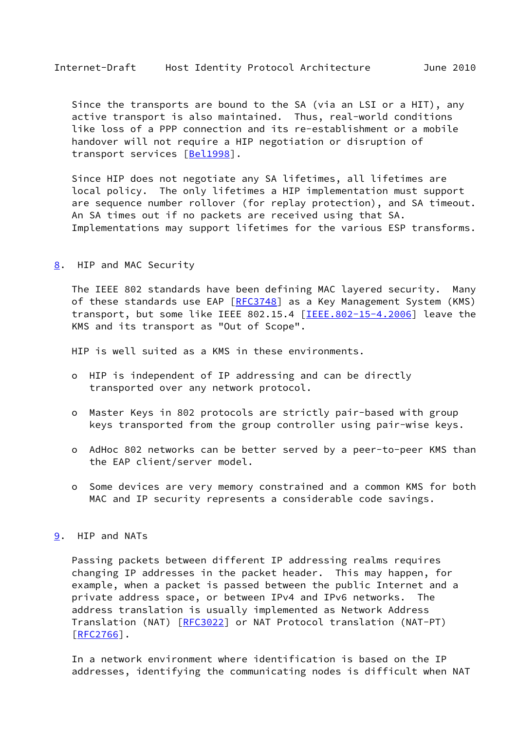Since the transports are bound to the SA (via an LSI or a HIT), any active transport is also maintained. Thus, real-world conditions like loss of a PPP connection and its re-establishment or a mobile handover will not require a HIP negotiation or disruption of transport services [Bel1998].

Since HIP does not negotiate any SA lifetimes, all lifetimes are local policy. The only lifetimes a HIP implementation must support are sequence number rollover (for replay protection), and SA timeout. An SA times out if no packets are received using that SA. Implementations may support lifetimes for the various ESP transforms.

## 8. HIP and MAC Security

The IEEE 802 standards have been defining MAC layered security. Many of these standards use EAP [RFC3748] as a Key Management System (KMS) transport, but some like IEEE 802.15.4 [IEEE.802-15-4.2006] leave the KMS and its transport as "Out of Scope".

HIP is well suited as a KMS in these environments.

- HIP is independent of IP addressing and can be directly transported over any network protocol.
- Master Keys in 802 protocols are strictly pair-based with group keys transported from the group controller using pair-wise keys.
- AdHoc 802 networks can be better served by a peer-to-peer KMS than the EAP client/server model.
- Some devices are very memory constrained and a common KMS for both MAC and IP security represents a considerable code savings.

## 9. HIP and NATs

Passing packets between different IP addressing realms requires changing IP addresses in the packet header. This may happen, for example, when a packet is passed between the public Internet and a private address space, or between IPv4 and IPv6 networks. The address translation is usually implemented as Network Address Translation (NAT) [RFC3022] or NAT Protocol translation (NAT-PT) [RFC2766].

In a network environment where identification is based on the IP addresses, identifying the communicating nodes is difficult when NAT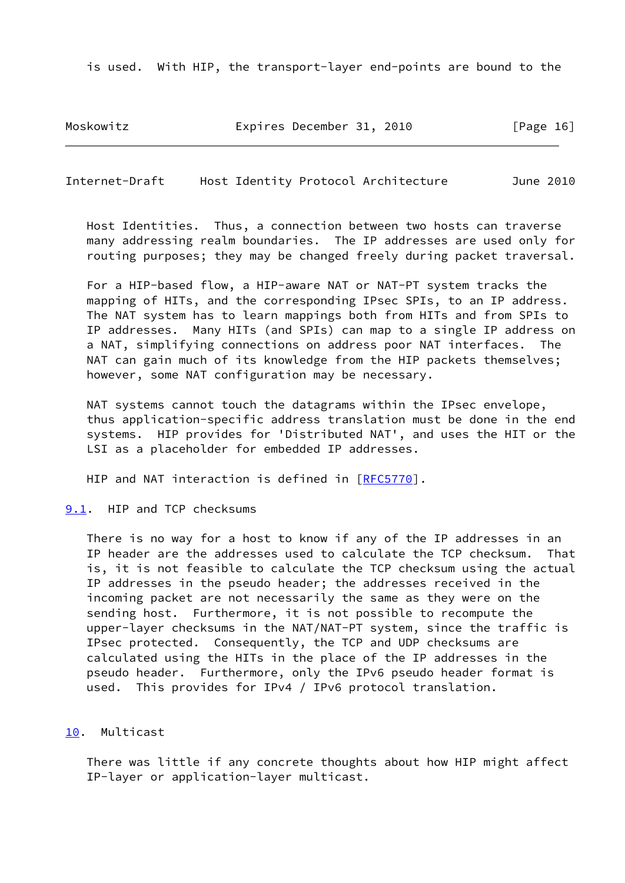is used. With HIP, the transport-layer end-points are bound to the Host Identities. Thus, a connection between two hosts can traverse many addressing realm boundaries. The IP addresses are used only for routing purposes; they may be changed freely during packet traversal.

For a HIP-based flow, a HIP-aware NAT or NAT-PT system tracks the mapping of HITs, and the corresponding IPsec SPIs, to an IP address. The NAT system has to learn mappings both from HITs and from SPIs to IP addresses. Many HITs (and SPIs) can map to a single IP address on a NAT, simplifying connections on address poor NAT interfaces. The NAT can gain much of its knowledge from the HIP packets themselves; however, some NAT configuration may be necessary.

NAT systems cannot touch the datagrams within the IPsec envelope, thus application-specific address translation must be done in the end systems. HIP provides for 'Distributed NAT', and uses the HIT or the LSI as a placeholder for embedded IP addresses.

HIP and NAT interaction is defined in [RFC5770].

### 9.1. HIP and TCP checksums

There is no way for a host to know if any of the IP addresses in an IP header are the addresses used to calculate the TCP checksum. That is, it is not feasible to calculate the TCP checksum using the actual IP addresses in the pseudo header; the addresses received in the incoming packet are not necessarily the same as they were on the sending host. Furthermore, it is not possible to recompute the upper-layer checksums in the NAT/NAT-PT system, since the traffic is IPsec protected. Consequently, the TCP and UDP checksums are calculated using the HITs in the place of the IP addresses in the pseudo header. Furthermore, only the IPv6 pseudo header format is used. This provides for IPv4 / IPv6 protocol translation.

## 10. Multicast

There was little if any concrete thoughts about how HIP might affect IP-layer or application-layer multicast.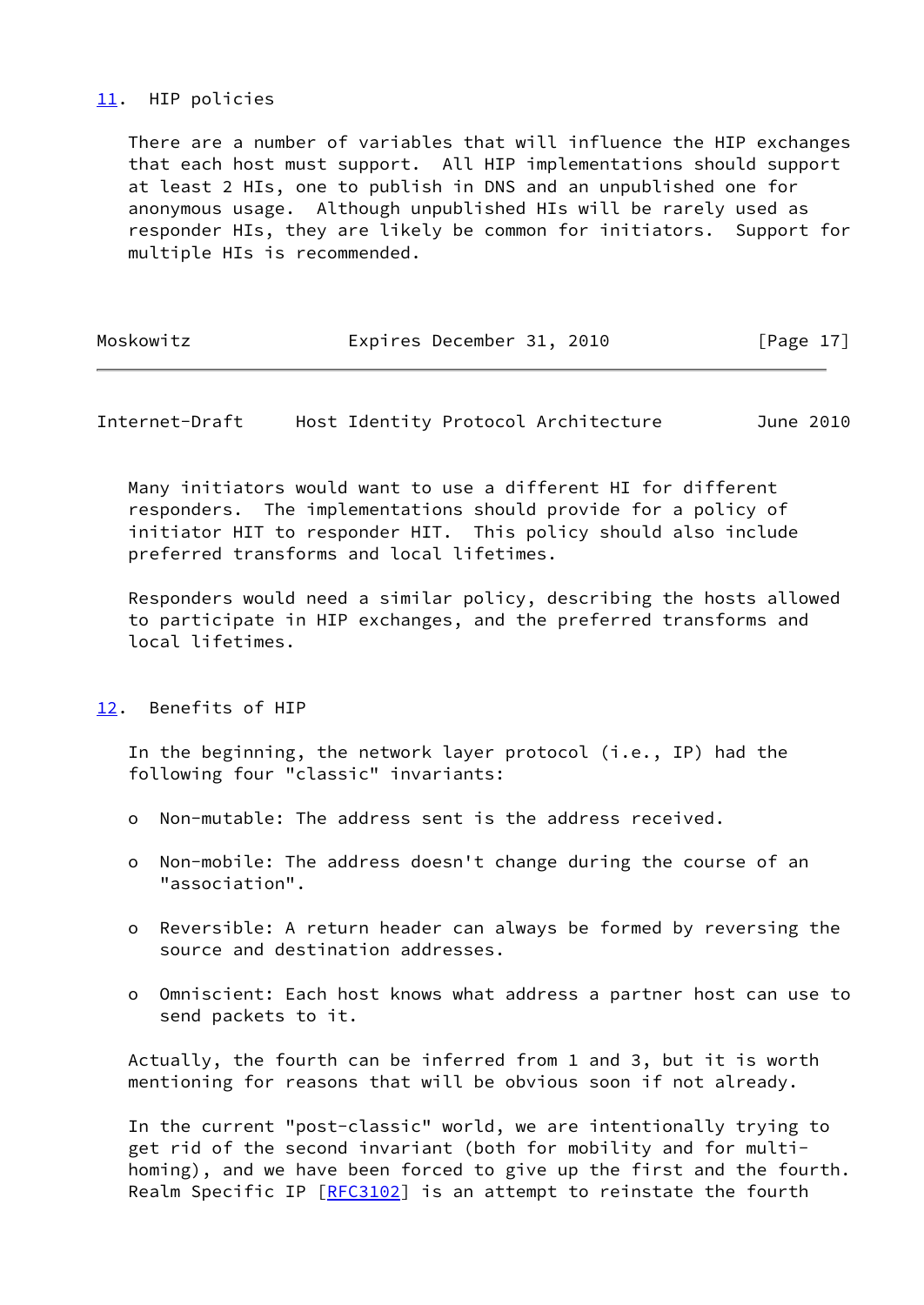## 11. HIP policies

There are a number of variables that will influence the HIP exchanges that each host must support. All HIP implementations should support at least 2 HIs, one to publish in DNS and an unpublished one for anonymous usage. Although unpublished HIs will be rarely used as responder HIs, they are likely be common for initiators. Support for multiple HIs is recommended.

Many initiators would want to use a different HI for different responders. The implementations should provide for a policy of initiator HIT to responder HIT. This policy should also include preferred transforms and local lifetimes.

Responders would need a similar policy, describing the hosts allowed to participate in HIP exchanges, and the preferred transforms and local lifetimes.

## 12. Benefits of HIP

In the beginning, the network layer protocol (i.e., IP) had the following four "classic" invariants:

- Non-mutable: The address sent is the address received.
- Non-mobile: The address doesn't change during the course of an "association".
- Reversible: A return header can always be formed by reversing the source and destination addresses.
- Omniscient: Each host knows what address a partner host can use to send packets to it.

Actually, the fourth can be inferred from 1 and 3, but it is worth mentioning for reasons that will be obvious soon if not already.

In the current "post-classic" world, we are intentionally trying to get rid of the second invariant (both for mobility and for multi-homing), and we have been forced to give up the first and the fourth. Realm Specific IP [RFC3102] is an attempt to reinstate the fourth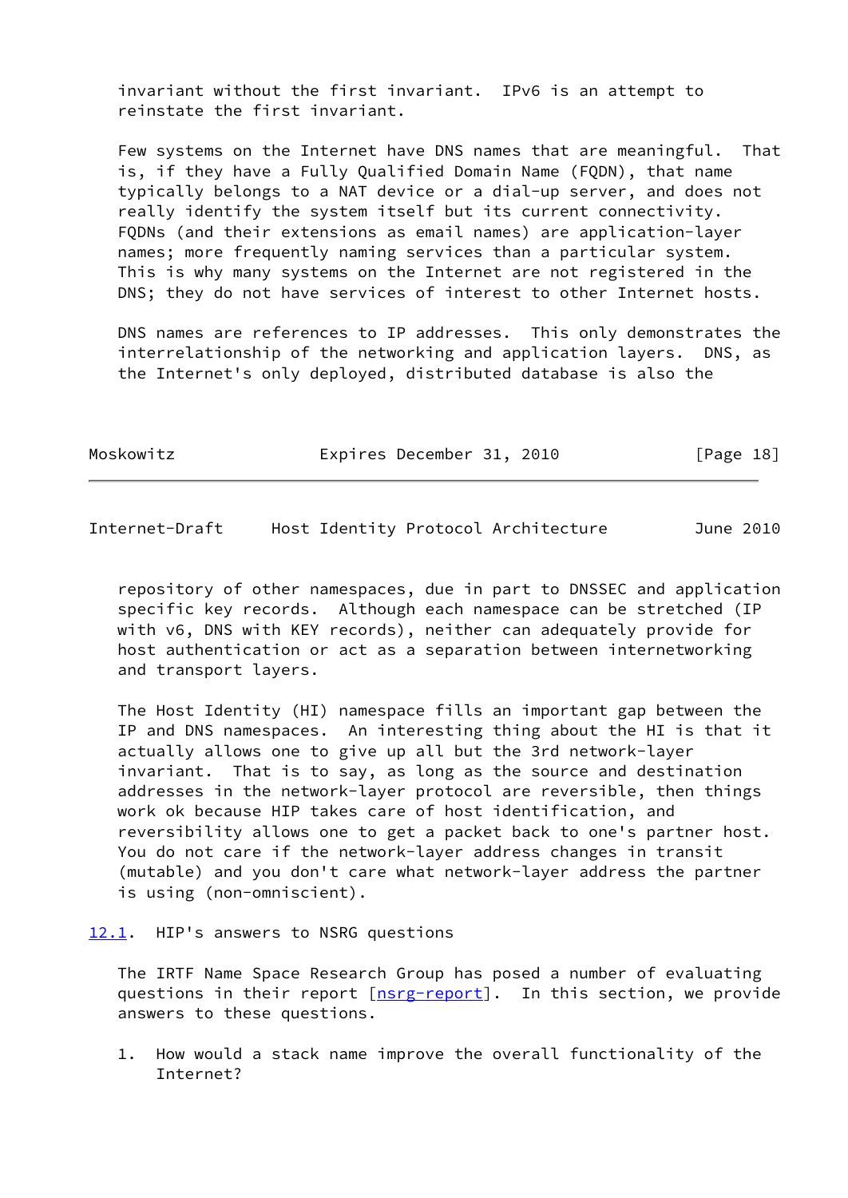invariant without the first invariant. IPv6 is an attempt to reinstate the first invariant.

Few systems on the Internet have DNS names that are meaningful. That is, if they have a Fully Qualified Domain Name (FQDN), that name typically belongs to a NAT device or a dial-up server, and does not really identify the system itself but its current connectivity. FQDNs (and their extensions as email names) are application-layer names; more frequently naming services than a particular system. This is why many systems on the Internet are not registered in the DNS; they do not have services of interest to other Internet hosts.

DNS names are references to IP addresses. This only demonstrates the interrelationship of the networking and application layers. DNS, as the Internet's only deployed, distributed database is also the repository of other namespaces, due in part to DNSSEC and application specific key records. Although each namespace can be stretched (IP with v6, DNS with KEY records), neither can adequately provide for host authentication or act as a separation between internetworking and transport layers.

The Host Identity (HI) namespace fills an important gap between the IP and DNS namespaces. An interesting thing about the HI is that it actually allows one to give up all but the 3rd network-layer invariant. That is to say, as long as the source and destination addresses in the network-layer protocol are reversible, then things work ok because HIP takes care of host identification, and reversibility allows one to get a packet back to one's partner host. You do not care if the network-layer address changes in transit (mutable) and you don't care what network-layer address the partner is using (non-omniscient).

## 12.1. HIP's answers to NSRG questions

The IRTF Name Space Research Group has posed a number of evaluating questions in their report [nsrg-report]. In this section, we provide answers to these questions.

1. How would a stack name improve the overall functionality of the Internet?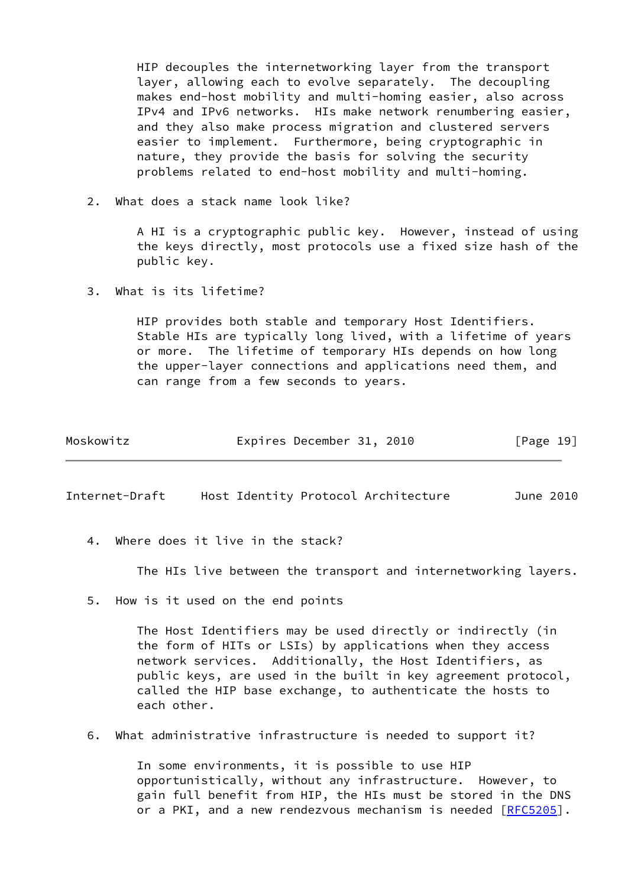HIP decouples the internetworking layer from the transport layer, allowing each to evolve separately. The decoupling makes end-host mobility and multi-homing easier, also across IPv4 and IPv6 networks. HIs make network renumbering easier, and they also make process migration and clustered servers easier to implement. Furthermore, being cryptographic in nature, they provide the basis for solving the security problems related to end-host mobility and multi-homing.

2. What does a stack name look like?

   A HI is a cryptographic public key. However, instead of using the keys directly, most protocols use a fixed size hash of the public key.

3. What is its lifetime?

   HIP provides both stable and temporary Host Identifiers. Stable HIs are typically long lived, with a lifetime of years or more. The lifetime of temporary HIs depends on how long the upper-layer connections and applications need them, and can range from a few seconds to years.

4. Where does it live in the stack?

   The HIs live between the transport and internetworking layers.

5. How is it used on the end points

   The Host Identifiers may be used directly or indirectly (in the form of HITs or LSIs) by applications when they access network services. Additionally, the Host Identifiers, as public keys, are used in the built in key agreement protocol, called the HIP base exchange, to authenticate the hosts to each other.

6. What administrative infrastructure is needed to support it?

   In some environments, it is possible to use HIP opportunistically, without any infrastructure. However, to gain full benefit from HIP, the HIs must be stored in the DNS or a PKI, and a new rendezvous mechanism is needed [RFC5205].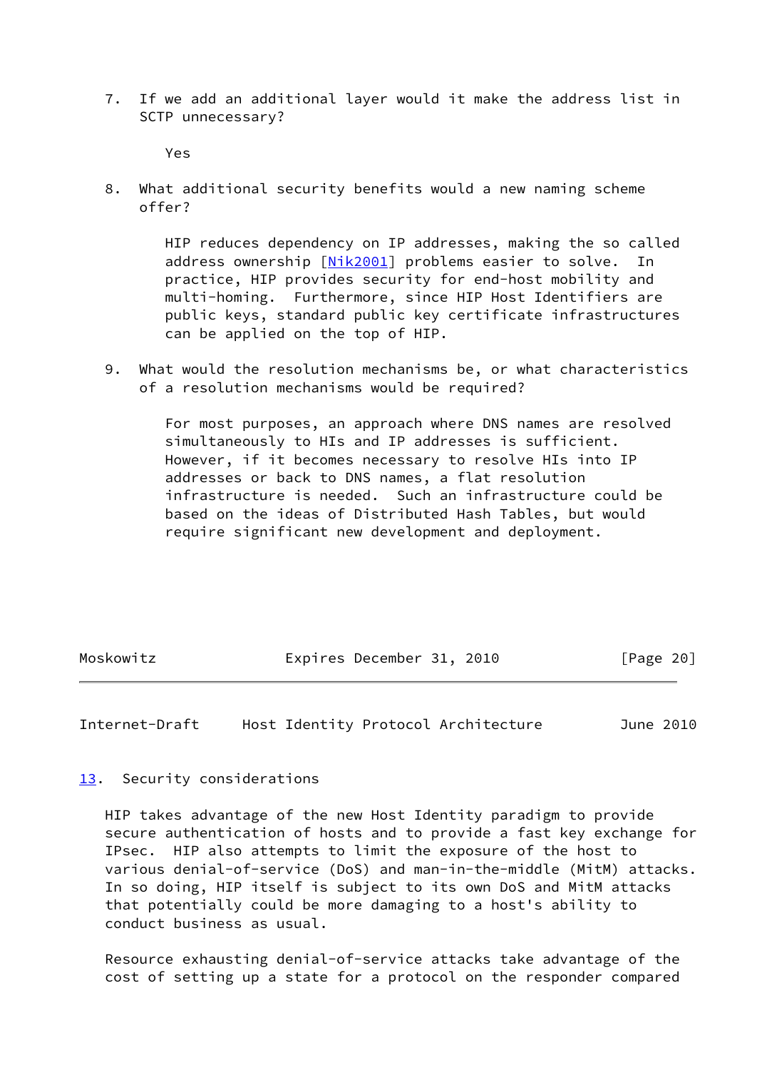7. If we add an additional layer would it make the address list in SCTP unnecessary?

   Yes

8. What additional security benefits would a new naming scheme offer?

   HIP reduces dependency on IP addresses, making the so called address ownership [Nik2001] problems easier to solve. In practice, HIP provides security for end-host mobility and multi-homing. Furthermore, since HIP Host Identifiers are public keys, standard public key certificate infrastructures can be applied on the top of HIP.

9. What would the resolution mechanisms be, or what characteristics of a resolution mechanisms would be required?

   For most purposes, an approach where DNS names are resolved simultaneously to HIs and IP addresses is sufficient. However, if it becomes necessary to resolve HIs into IP addresses or back to DNS names, a flat resolution infrastructure is needed. Such an infrastructure could be based on the ideas of Distributed Hash Tables, but would require significant new development and deployment.

## 13. Security considerations

HIP takes advantage of the new Host Identity paradigm to provide secure authentication of hosts and to provide a fast key exchange for IPsec. HIP also attempts to limit the exposure of the host to various denial-of-service (DoS) and man-in-the-middle (MitM) attacks. In so doing, HIP itself is subject to its own DoS and MitM attacks that potentially could be more damaging to a host's ability to conduct business as usual.

Resource exhausting denial-of-service attacks take advantage of the cost of setting up a state for a protocol on the responder compared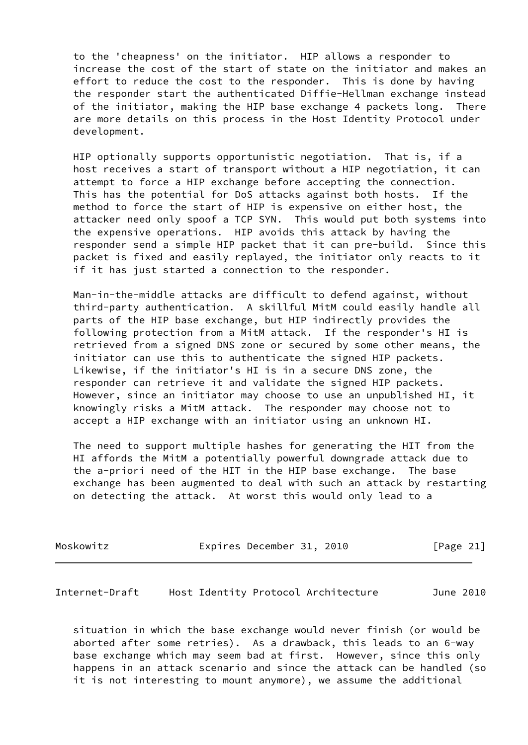to the 'cheapness' on the initiator. HIP allows a responder to increase the cost of the start of state on the initiator and makes an effort to reduce the cost to the responder. This is done by having the responder start the authenticated Diffie-Hellman exchange instead of the initiator, making the HIP base exchange 4 packets long. There are more details on this process in the Host Identity Protocol under development.

HIP optionally supports opportunistic negotiation. That is, if a host receives a start of transport without a HIP negotiation, it can attempt to force a HIP exchange before accepting the connection. This has the potential for DoS attacks against both hosts. If the method to force the start of HIP is expensive on either host, the attacker need only spoof a TCP SYN. This would put both systems into the expensive operations. HIP avoids this attack by having the responder send a simple HIP packet that it can pre-build. Since this packet is fixed and easily replayed, the initiator only reacts to it if it has just started a connection to the responder.

Man-in-the-middle attacks are difficult to defend against, without third-party authentication. A skillful MitM could easily handle all parts of the HIP base exchange, but HIP indirectly provides the following protection from a MitM attack. If the responder's HI is retrieved from a signed DNS zone or secured by some other means, the initiator can use this to authenticate the signed HIP packets. Likewise, if the initiator's HI is in a secure DNS zone, the responder can retrieve it and validate the signed HIP packets. However, since an initiator may choose to use an unpublished HI, it knowingly risks a MitM attack. The responder may choose not to accept a HIP exchange with an initiator using an unknown HI.

The need to support multiple hashes for generating the HIT from the HI affords the MitM a potentially powerful downgrade attack due to the a-priori need of the HIT in the HIP base exchange. The base exchange has been augmented to deal with such an attack by restarting on detecting the attack. At worst this would only lead to a situation in which the base exchange would never finish (or would be aborted after some retries). As a drawback, this leads to an 6-way base exchange which may seem bad at first. However, since this only happens in an attack scenario and since the attack can be handled (so it is not interesting to mount anymore), we assume the additional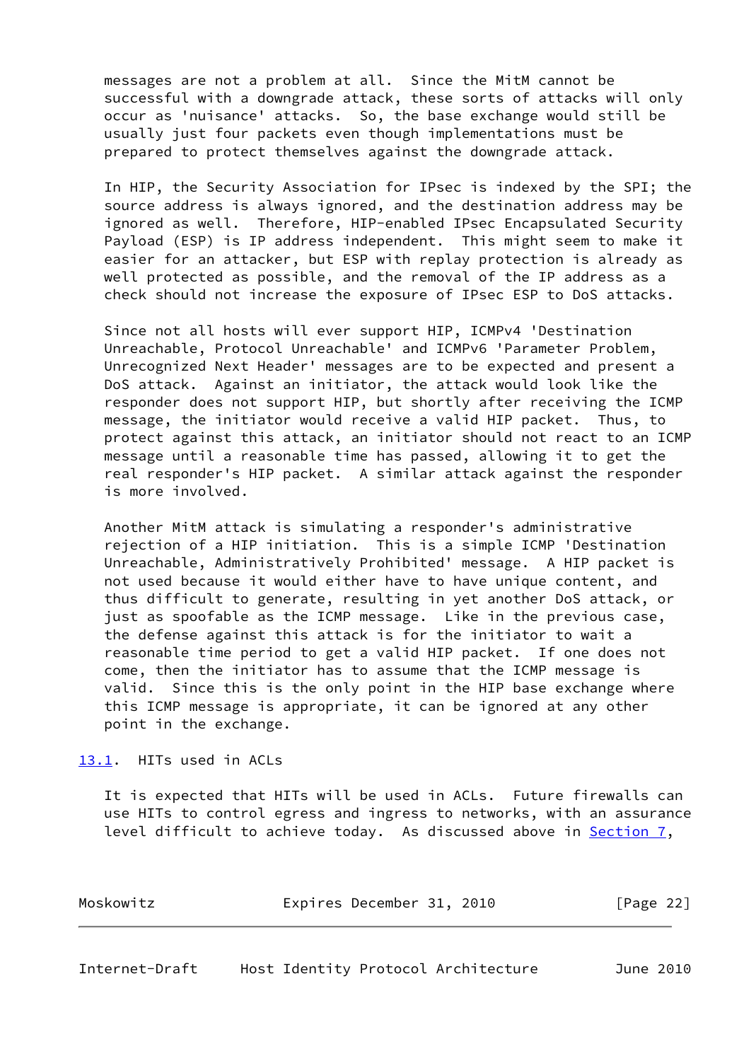messages are not a problem at all. Since the MitM cannot be successful with a downgrade attack, these sorts of attacks will only occur as 'nuisance' attacks. So, the base exchange would still be usually just four packets even though implementations must be prepared to protect themselves against the downgrade attack.

In HIP, the Security Association for IPsec is indexed by the SPI; the source address is always ignored, and the destination address may be ignored as well. Therefore, HIP-enabled IPsec Encapsulated Security Payload (ESP) is IP address independent. This might seem to make it easier for an attacker, but ESP with replay protection is already as well protected as possible, and the removal of the IP address as a check should not increase the exposure of IPsec ESP to DoS attacks.

Since not all hosts will ever support HIP, ICMPv4 'Destination Unreachable, Protocol Unreachable' and ICMPv6 'Parameter Problem, Unrecognized Next Header' messages are to be expected and present a DoS attack. Against an initiator, the attack would look like the responder does not support HIP, but shortly after receiving the ICMP message, the initiator would receive a valid HIP packet. Thus, to protect against this attack, an initiator should not react to an ICMP message until a reasonable time has passed, allowing it to get the real responder's HIP packet. A similar attack against the responder is more involved.

Another MitM attack is simulating a responder's administrative rejection of a HIP initiation. This is a simple ICMP 'Destination Unreachable, Administratively Prohibited' message. A HIP packet is not used because it would either have to have unique content, and thus difficult to generate, resulting in yet another DoS attack, or just as spoofable as the ICMP message. Like in the previous case, the defense against this attack is for the initiator to wait a reasonable time period to get a valid HIP packet. If one does not come, then the initiator has to assume that the ICMP message is valid. Since this is the only point in the HIP base exchange where this ICMP message is appropriate, it can be ignored at any other point in the exchange.

## 13.1. HITs used in ACLs

It is expected that HITs will be used in ACLs. Future firewalls can use HITs to control egress and ingress to networks, with an assurance level difficult to achieve today. As discussed above in Section 7,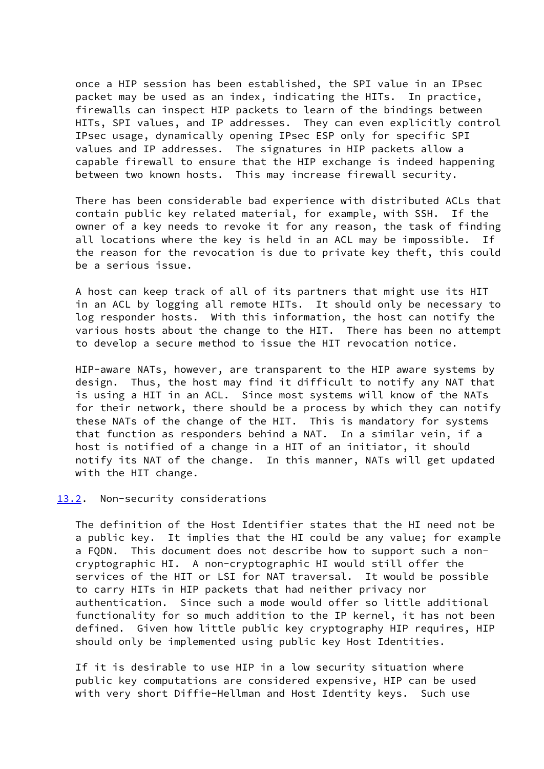once a HIP session has been established, the SPI value in an IPsec packet may be used as an index, indicating the HITs. In practice, firewalls can inspect HIP packets to learn of the bindings between HITs, SPI values, and IP addresses. They can even explicitly control IPsec usage, dynamically opening IPsec ESP only for specific SPI values and IP addresses. The signatures in HIP packets allow a capable firewall to ensure that the HIP exchange is indeed happening between two known hosts. This may increase firewall security.

There has been considerable bad experience with distributed ACLs that contain public key related material, for example, with SSH. If the owner of a key needs to revoke it for any reason, the task of finding all locations where the key is held in an ACL may be impossible. If the reason for the revocation is due to private key theft, this could be a serious issue.

A host can keep track of all of its partners that might use its HIT in an ACL by logging all remote HITs. It should only be necessary to log responder hosts. With this information, the host can notify the various hosts about the change to the HIT. There has been no attempt to develop a secure method to issue the HIT revocation notice.

HIP-aware NATs, however, are transparent to the HIP aware systems by design. Thus, the host may find it difficult to notify any NAT that is using a HIT in an ACL. Since most systems will know of the NATs for their network, there should be a process by which they can notify these NATs of the change of the HIT. This is mandatory for systems that function as responders behind a NAT. In a similar vein, if a host is notified of a change in a HIT of an initiator, it should notify its NAT of the change. In this manner, NATs will get updated with the HIT change.

## 13.2. Non-security considerations

The definition of the Host Identifier states that the HI need not be a public key. It implies that the HI could be any value; for example a FQDN. This document does not describe how to support such a non-cryptographic HI. A non-cryptographic HI would still offer the services of the HIT or LSI for NAT traversal. It would be possible to carry HITs in HIP packets that had neither privacy nor authentication. Since such a mode would offer so little additional functionality for so much addition to the IP kernel, it has not been defined. Given how little public key cryptography HIP requires, HIP should only be implemented using public key Host Identities.

If it is desirable to use HIP in a low security situation where public key computations are considered expensive, HIP can be used with very short Diffie-Hellman and Host Identity keys. Such use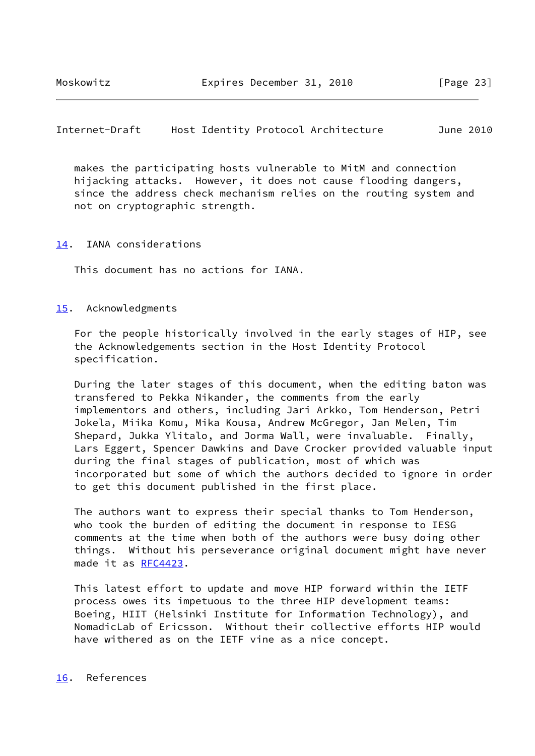makes the participating hosts vulnerable to MitM and connection hijacking attacks. However, it does not cause flooding dangers, since the address check mechanism relies on the routing system and not on cryptographic strength.

## 14. IANA considerations

This document has no actions for IANA.

## 15. Acknowledgments

For the people historically involved in the early stages of HIP, see the Acknowledgements section in the Host Identity Protocol specification.

During the later stages of this document, when the editing baton was transfered to Pekka Nikander, the comments from the early implementors and others, including Jari Arkko, Tom Henderson, Petri Jokela, Miika Komu, Mika Kousa, Andrew McGregor, Jan Melen, Tim Shepard, Jukka Ylitalo, and Jorma Wall, were invaluable. Finally, Lars Eggert, Spencer Dawkins and Dave Crocker provided valuable input during the final stages of publication, most of which was incorporated but some of which the authors decided to ignore in order to get this document published in the first place.

The authors want to express their special thanks to Tom Henderson, who took the burden of editing the document in response to IESG comments at the time when both of the authors were busy doing other things. Without his perseverance original document might have never made it as RFC4423.

This latest effort to update and move HIP forward within the IETF process owes its impetuous to the three HIP development teams: Boeing, HIIT (Helsinki Institute for Information Technology), and NomadicLab of Ericsson. Without their collective efforts HIP would have withered as on the IETF vine as a nice concept.

## 16. References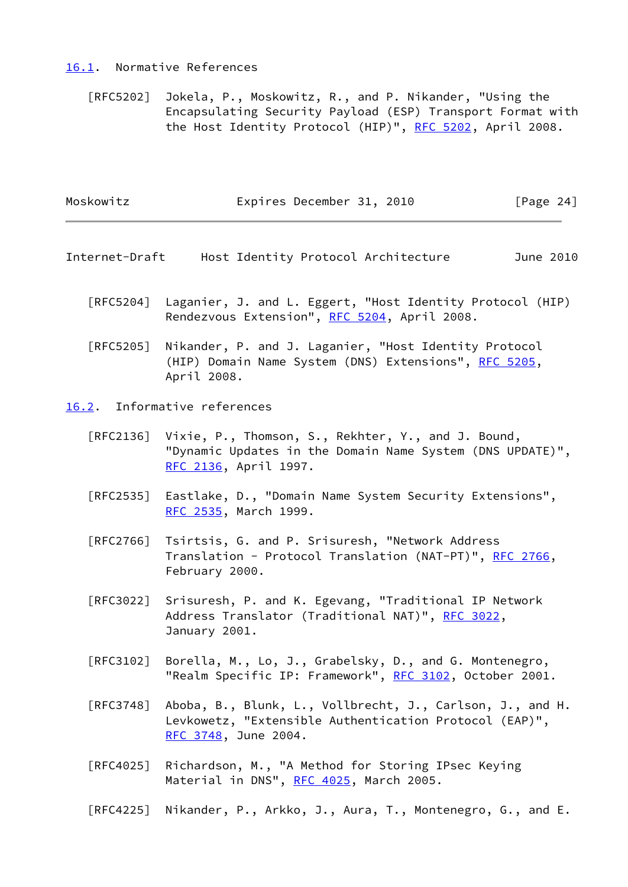## 16.1. Normative References

[RFC5202] Jokela, P., Moskowitz, R., and P. Nikander, "Using the Encapsulating Security Payload (ESP) Transport Format with the Host Identity Protocol (HIP)", RFC 5202, April 2008.

[RFC5204] Laganier, J. and L. Eggert, "Host Identity Protocol (HIP) Rendezvous Extension", RFC 5204, April 2008.

[RFC5205] Nikander, P. and J. Laganier, "Host Identity Protocol (HIP) Domain Name System (DNS) Extensions", RFC 5205, April 2008.

## 16.2. Informative references

[RFC2136] Vixie, P., Thomson, S., Rekhter, Y., and J. Bound, "Dynamic Updates in the Domain Name System (DNS UPDATE)", RFC 2136, April 1997.

[RFC2535] Eastlake, D., "Domain Name System Security Extensions", RFC 2535, March 1999.

[RFC2766] Tsirtsis, G. and P. Srisuresh, "Network Address Translation - Protocol Translation (NAT-PT)", RFC 2766, February 2000.

[RFC3022] Srisuresh, P. and K. Egevang, "Traditional IP Network Address Translator (Traditional NAT)", RFC 3022, January 2001.

[RFC3102] Borella, M., Lo, J., Grabelsky, D., and G. Montenegro, "Realm Specific IP: Framework", RFC 3102, October 2001.

[RFC3748] Aboba, B., Blunk, L., Vollbrecht, J., Carlson, J., and H. Levkowetz, "Extensible Authentication Protocol (EAP)", RFC 3748, June 2004.

[RFC4025] Richardson, M., "A Method for Storing IPsec Keying Material in DNS", RFC 4025, March 2005.

[RFC4225] Nikander, P., Arkko, J., Aura, T., Montenegro, G., and E.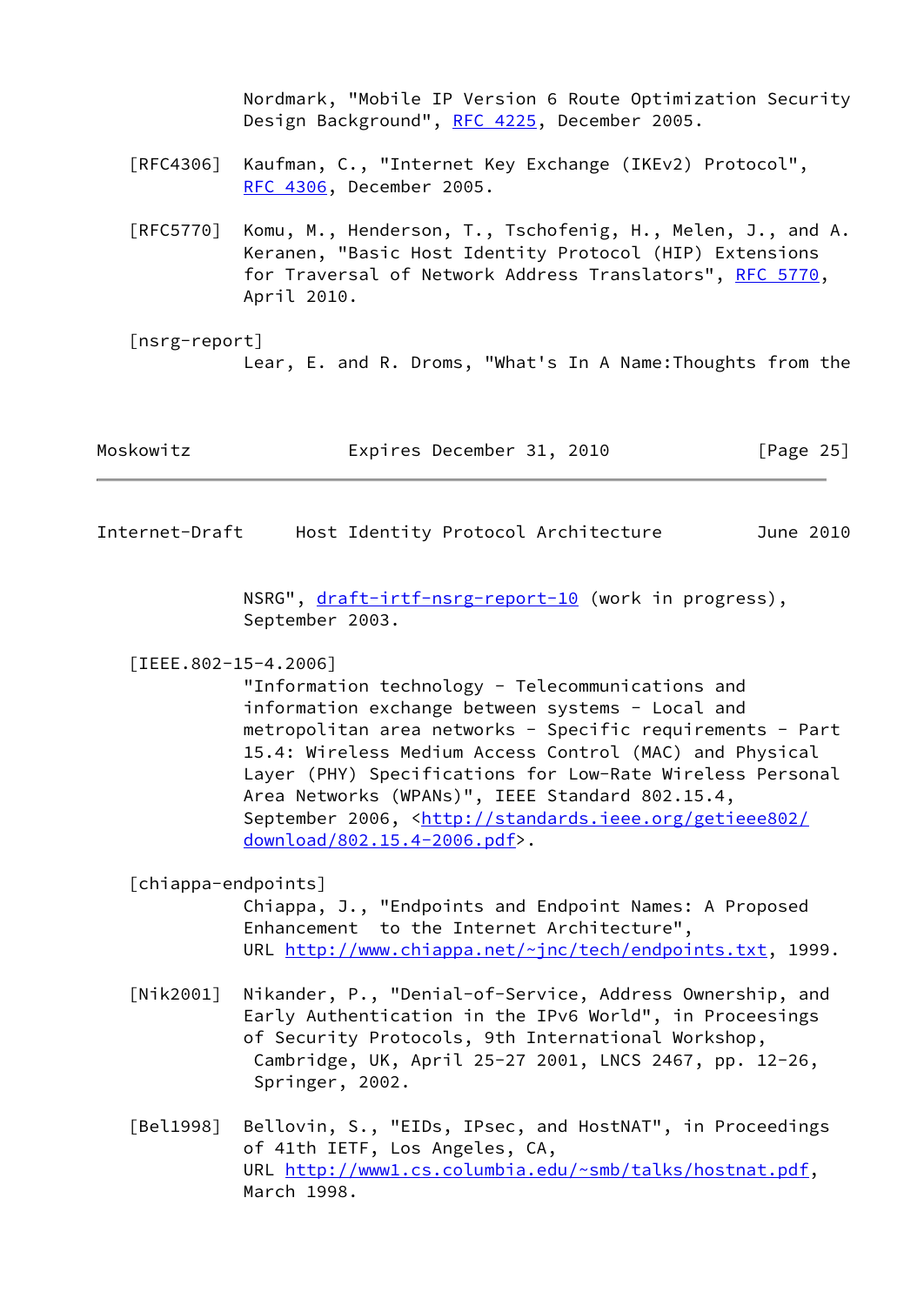Nordmark, "Mobile IP Version 6 Route Optimization Security Design Background", RFC 4225, December 2005.

[RFC4306] Kaufman, C., "Internet Key Exchange (IKEv2) Protocol", RFC 4306, December 2005.

[RFC5770] Komu, M., Henderson, T., Tschofenig, H., Melen, J., and A. Keranen, "Basic Host Identity Protocol (HIP) Extensions for Traversal of Network Address Translators", RFC 5770, April 2010.

[nsrg-report]
Lear, E. and R. Droms, "What's In A Name:Thoughts from the NSRG", draft-irtf-nsrg-report-10 (work in progress), September 2003.

[IEEE.802-15-4.2006]
"Information technology - Telecommunications and information exchange between systems - Local and metropolitan area networks - Specific requirements - Part 15.4: Wireless Medium Access Control (MAC) and Physical Layer (PHY) Specifications for Low-Rate Wireless Personal Area Networks (WPANs)", IEEE Standard 802.15.4, September 2006, <http://standards.ieee.org/getieee802/download/802.15.4-2006.pdf>.

[chiappa-endpoints]
Chiappa, J., "Endpoints and Endpoint Names: A Proposed Enhancement to the Internet Architecture", URL http://www.chiappa.net/~jnc/tech/endpoints.txt, 1999.

[Nik2001] Nikander, P., "Denial-of-Service, Address Ownership, and Early Authentication in the IPv6 World", in Proceeings of Security Protocols, 9th International Workshop, Cambridge, UK, April 25-27 2001, LNCS 2467, pp. 12-26, Springer, 2002.

[Bel1998] Bellovin, S., "EIDs, IPsec, and HostNAT", in Proceedings of 41th IETF, Los Angeles, CA, URL http://www1.cs.columbia.edu/~smb/talks/hostnat.pdf, March 1998.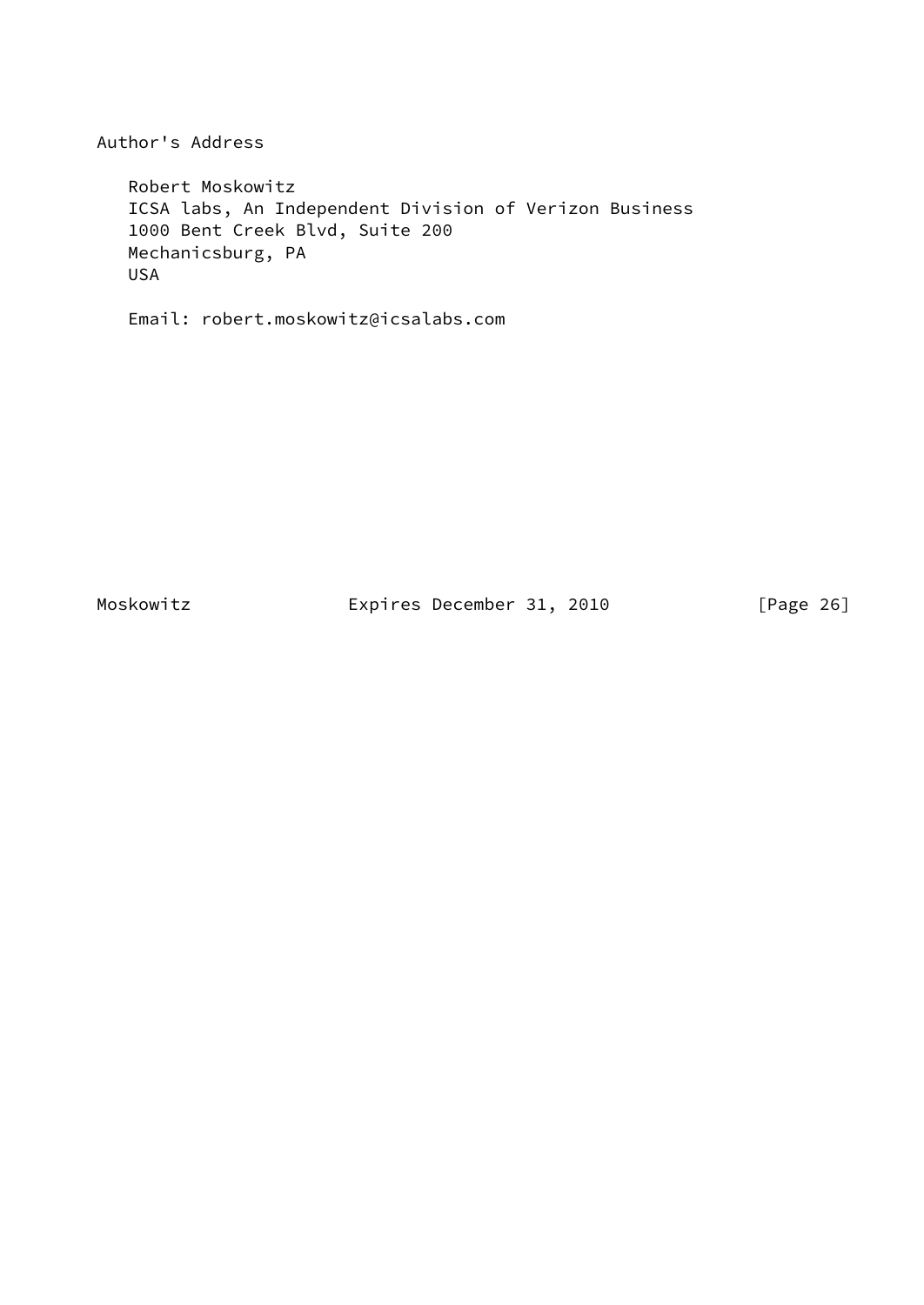## Author's Address

Robert Moskowitz
ICSA labs, An Independent Division of Verizon Business
1000 Bent Creek Blvd, Suite 200
Mechanicsburg, PA
USA

Email: robert.moskowitz@icsalabs.com